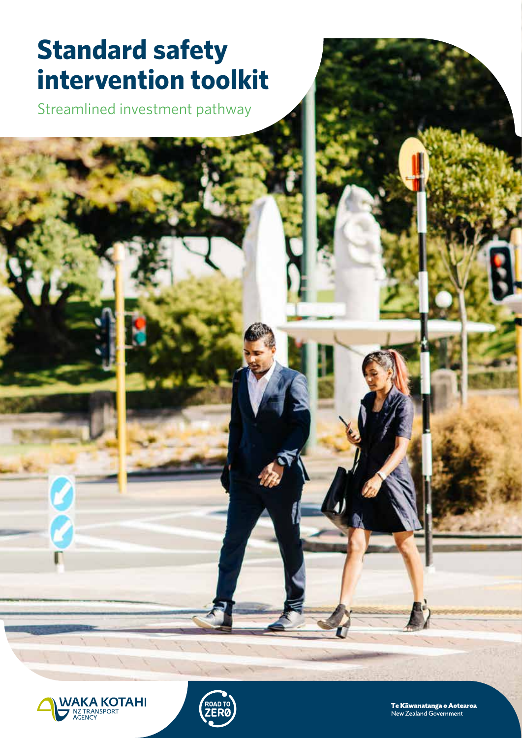# Standard safety intervention toolkit

Streamlined investment pathway

WAKA KOTAHI NZ TRANSPORT AGENCY

ROAD TO ZERO

Te Kāwanatanga o Aotearoa
New Zealand Government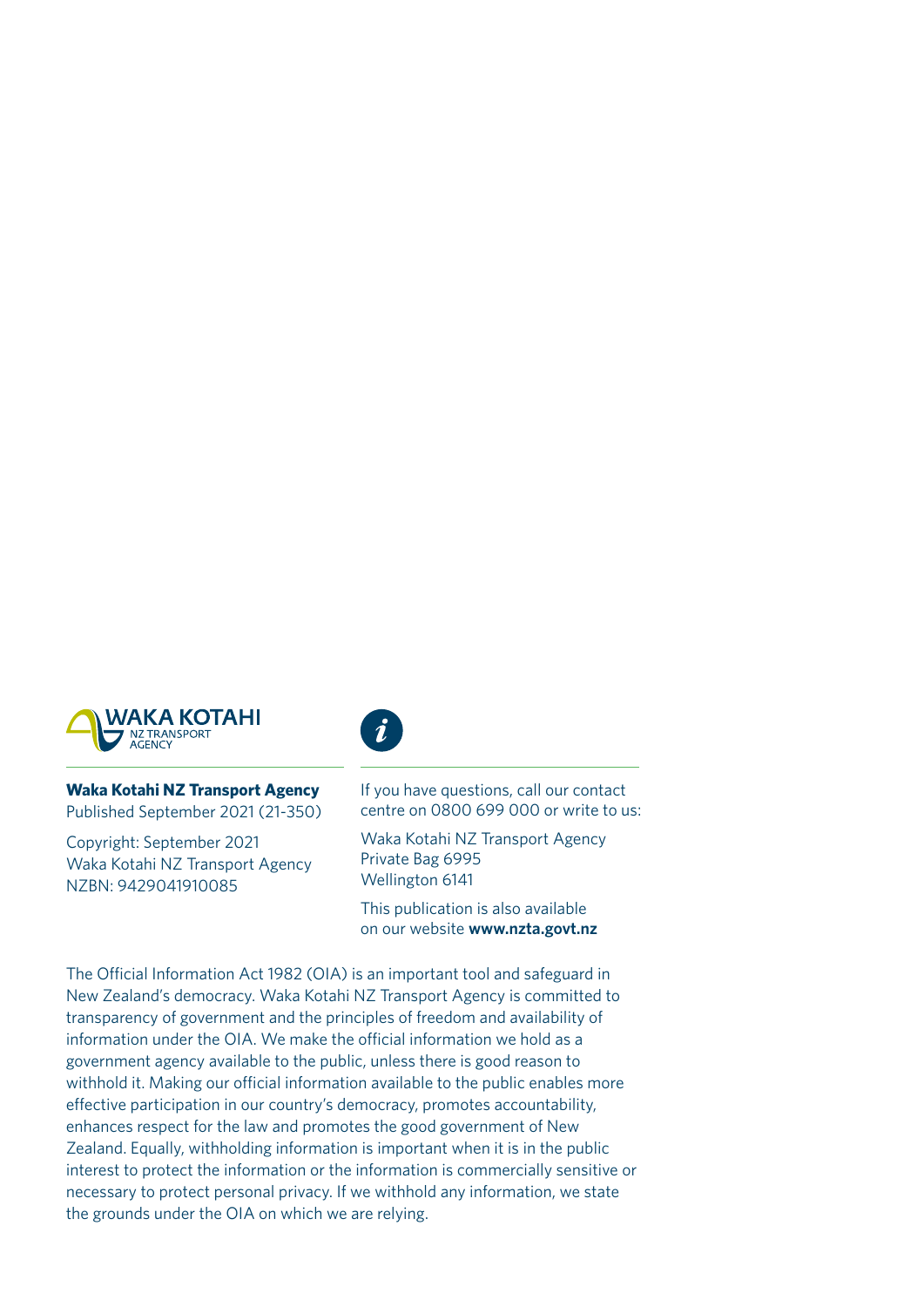**Waka Kotahi NZ Transport Agency**
Published September 2021 (21-350)

Copyright: September 2021
Waka Kotahi NZ Transport Agency
NZBN: 9429041910085

If you have questions, call our contact centre on 0800 699 000 or write to us:

Waka Kotahi NZ Transport Agency
Private Bag 6995
Wellington 6141

This publication is also available on our website **www.nzta.govt.nz**

The Official Information Act 1982 (OIA) is an important tool and safeguard in New Zealand's democracy. Waka Kotahi NZ Transport Agency is committed to transparency of government and the principles of freedom and availability of information under the OIA. We make the official information we hold as a government agency available to the public, unless there is good reason to withhold it. Making our official information available to the public enables more effective participation in our country's democracy, promotes accountability, enhances respect for the law and promotes the good government of New Zealand. Equally, withholding information is important when it is in the public interest to protect the information or the information is commercially sensitive or necessary to protect personal privacy. If we withhold any information, we state the grounds under the OIA on which we are relying.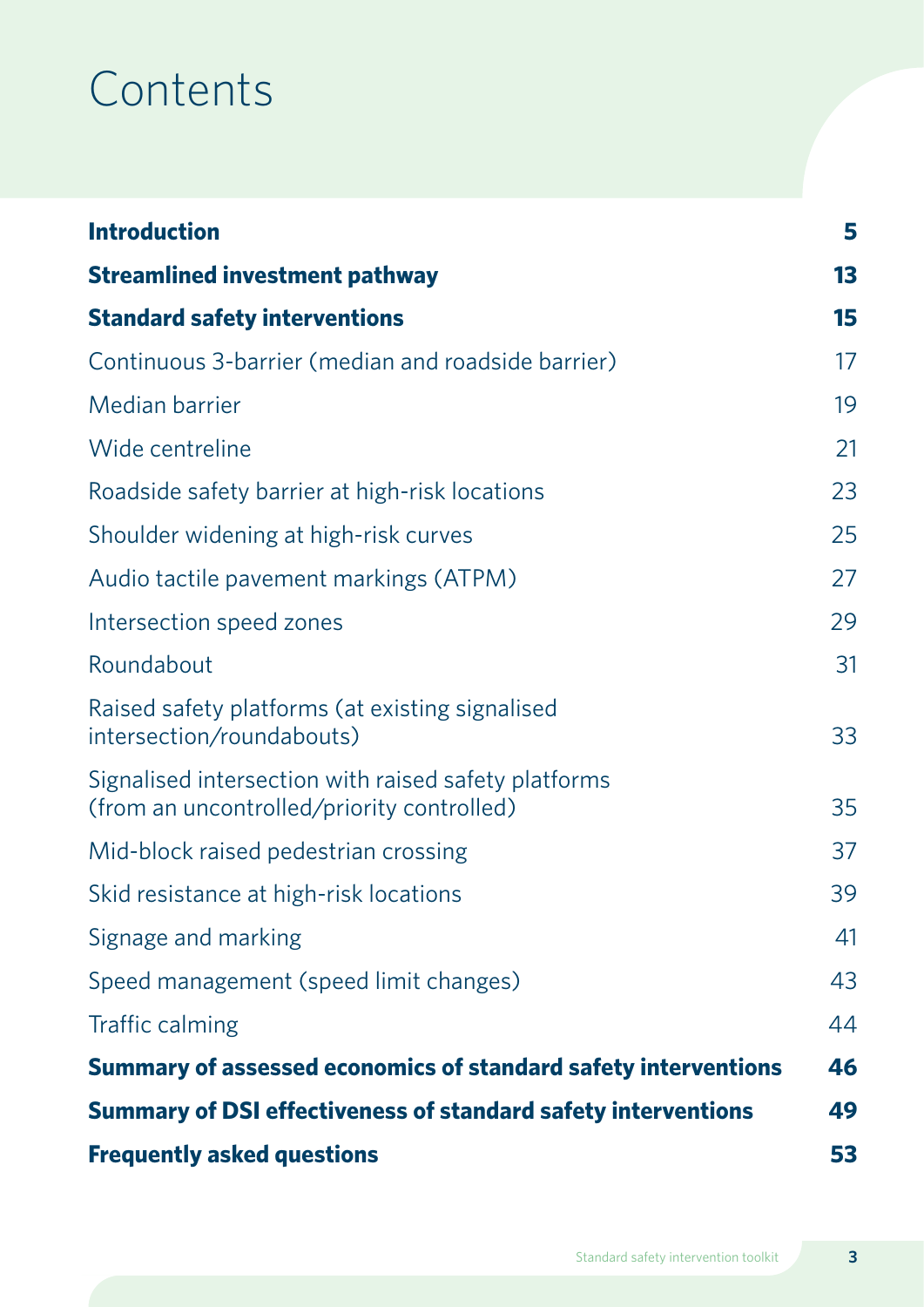# Contents

| | |
|---|---|
| **Introduction** | **5** |
| **Streamlined investment pathway** | **13** |
| **Standard safety interventions** | **15** |
| Continuous 3-barrier (median and roadside barrier) | 17 |
| Median barrier | 19 |
| Wide centreline | 21 |
| Roadside safety barrier at high-risk locations | 23 |
| Shoulder widening at high-risk curves | 25 |
| Audio tactile pavement markings (ATPM) | 27 |
| Intersection speed zones | 29 |
| Roundabout | 31 |
| Raised safety platforms (at existing signalised intersection/roundabouts) | 33 |
| Signalised intersection with raised safety platforms (from an uncontrolled/priority controlled) | 35 |
| Mid-block raised pedestrian crossing | 37 |
| Skid resistance at high-risk locations | 39 |
| Signage and marking | 41 |
| Speed management (speed limit changes) | 43 |
| Traffic calming | 44 |
| **Summary of assessed economics of standard safety interventions** | **46** |
| **Summary of DSI effectiveness of standard safety interventions** | **49** |
| **Frequently asked questions** | **53** |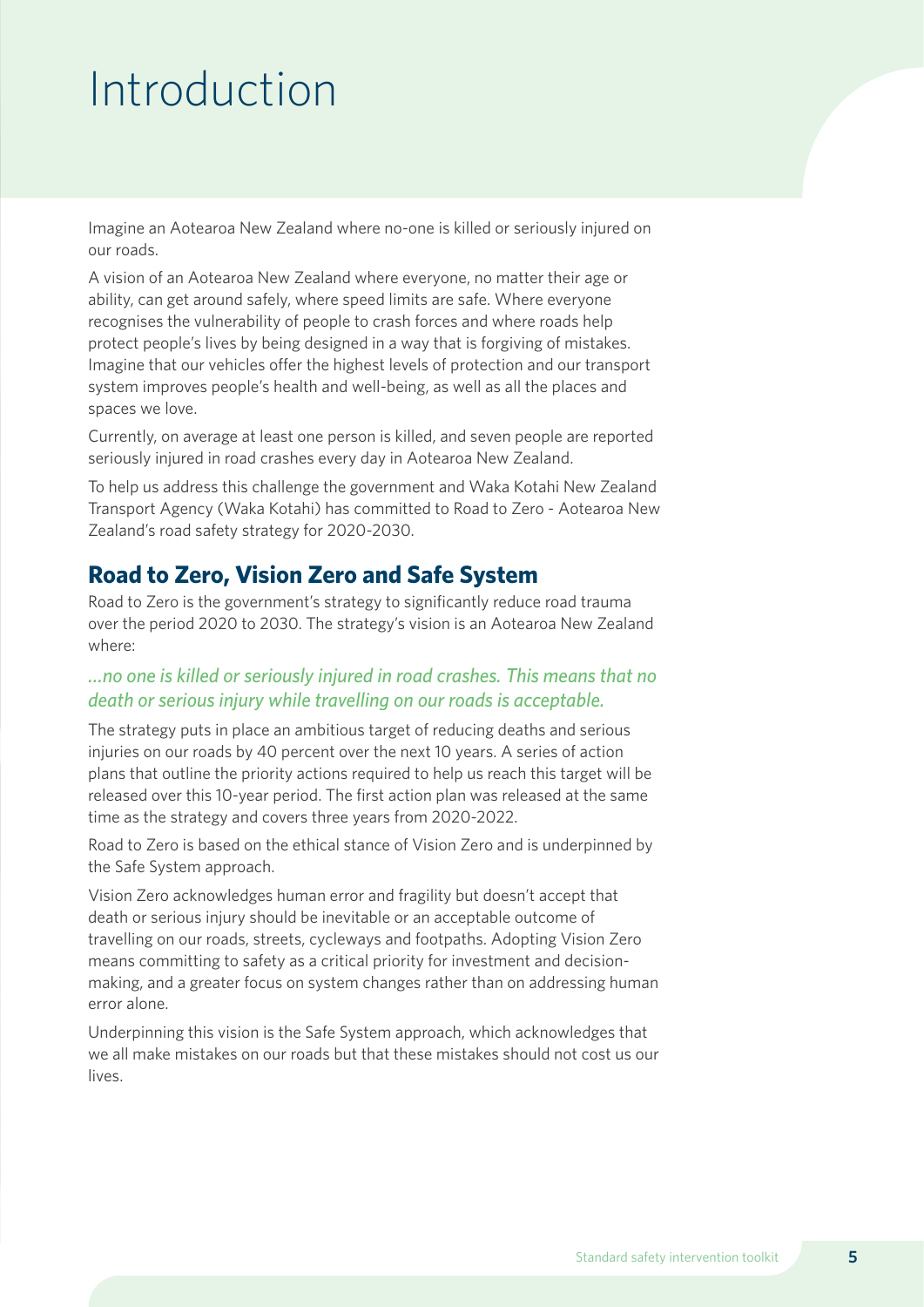# Introduction

Imagine an Aotearoa New Zealand where no-one is killed or seriously injured on our roads.

A vision of an Aotearoa New Zealand where everyone, no matter their age or ability, can get around safely, where speed limits are safe. Where everyone recognises the vulnerability of people to crash forces and where roads help protect people's lives by being designed in a way that is forgiving of mistakes. Imagine that our vehicles offer the highest levels of protection and our transport system improves people's health and well-being, as well as all the places and spaces we love.

Currently, on average at least one person is killed, and seven people are reported seriously injured in road crashes every day in Aotearoa New Zealand.

To help us address this challenge the government and Waka Kotahi New Zealand Transport Agency (Waka Kotahi) has committed to Road to Zero - Aotearoa New Zealand's road safety strategy for 2020-2030.

## Road to Zero, Vision Zero and Safe System

Road to Zero is the government's strategy to significantly reduce road trauma over the period 2020 to 2030. The strategy's vision is an Aotearoa New Zealand where:

*…no one is killed or seriously injured in road crashes. This means that no death or serious injury while travelling on our roads is acceptable.*

The strategy puts in place an ambitious target of reducing deaths and serious injuries on our roads by 40 percent over the next 10 years. A series of action plans that outline the priority actions required to help us reach this target will be released over this 10-year period. The first action plan was released at the same time as the strategy and covers three years from 2020-2022.

Road to Zero is based on the ethical stance of Vision Zero and is underpinned by the Safe System approach.

Vision Zero acknowledges human error and fragility but doesn't accept that death or serious injury should be inevitable or an acceptable outcome of travelling on our roads, streets, cycleways and footpaths. Adopting Vision Zero means committing to safety as a critical priority for investment and decision-making, and a greater focus on system changes rather than on addressing human error alone.

Underpinning this vision is the Safe System approach, which acknowledges that we all make mistakes on our roads but that these mistakes should not cost us our lives.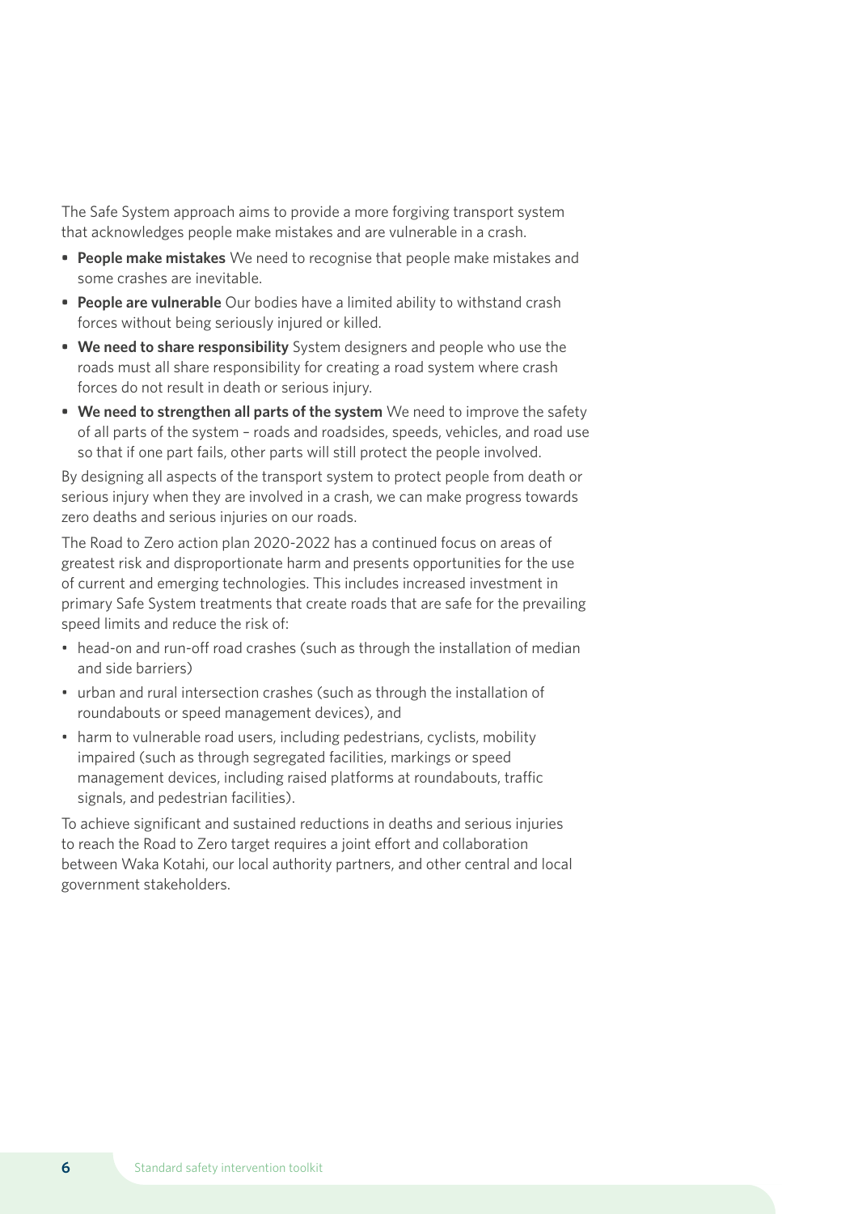The Safe System approach aims to provide a more forgiving transport system that acknowledges people make mistakes and are vulnerable in a crash.

- **People make mistakes** We need to recognise that people make mistakes and some crashes are inevitable.
- **People are vulnerable** Our bodies have a limited ability to withstand crash forces without being seriously injured or killed.
- **We need to share responsibility** System designers and people who use the roads must all share responsibility for creating a road system where crash forces do not result in death or serious injury.
- **We need to strengthen all parts of the system** We need to improve the safety of all parts of the system – roads and roadsides, speeds, vehicles, and road use so that if one part fails, other parts will still protect the people involved.

By designing all aspects of the transport system to protect people from death or serious injury when they are involved in a crash, we can make progress towards zero deaths and serious injuries on our roads.

The Road to Zero action plan 2020-2022 has a continued focus on areas of greatest risk and disproportionate harm and presents opportunities for the use of current and emerging technologies. This includes increased investment in primary Safe System treatments that create roads that are safe for the prevailing speed limits and reduce the risk of:

- head-on and run-off road crashes (such as through the installation of median and side barriers)
- urban and rural intersection crashes (such as through the installation of roundabouts or speed management devices), and
- harm to vulnerable road users, including pedestrians, cyclists, mobility impaired (such as through segregated facilities, markings or speed management devices, including raised platforms at roundabouts, traffic signals, and pedestrian facilities).

To achieve significant and sustained reductions in deaths and serious injuries to reach the Road to Zero target requires a joint effort and collaboration between Waka Kotahi, our local authority partners, and other central and local government stakeholders.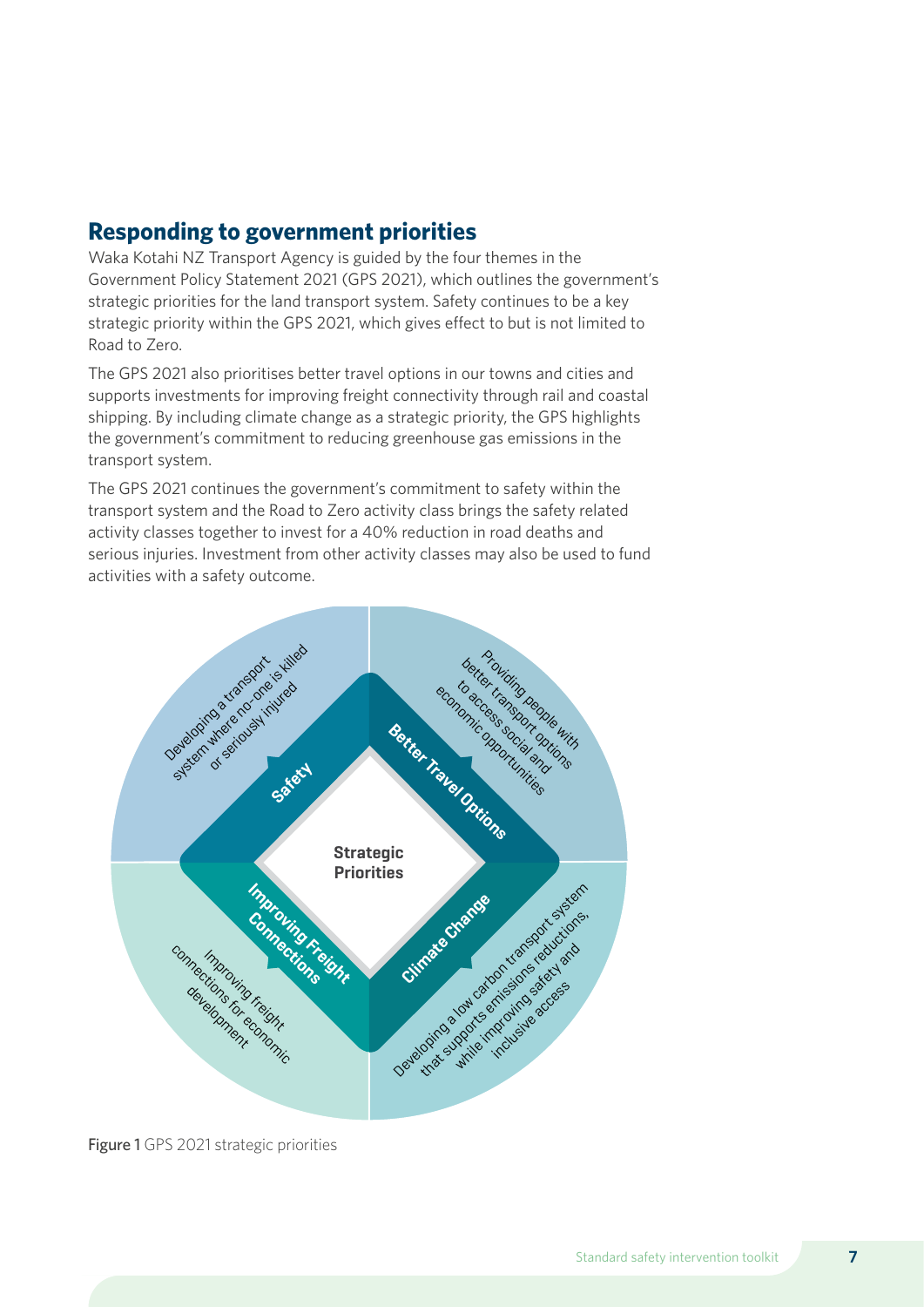## Responding to government priorities

Waka Kotahi NZ Transport Agency is guided by the four themes in the Government Policy Statement 2021 (GPS 2021), which outlines the government's strategic priorities for the land transport system. Safety continues to be a key strategic priority within the GPS 2021, which gives effect to but is not limited to Road to Zero.

The GPS 2021 also prioritises better travel options in our towns and cities and supports investments for improving freight connectivity through rail and coastal shipping. By including climate change as a strategic priority, the GPS highlights the government's commitment to reducing greenhouse gas emissions in the transport system.

The GPS 2021 continues the government's commitment to safety within the transport system and the Road to Zero activity class brings the safety related activity classes together to invest for a 40% reduction in road deaths and serious injuries. Investment from other activity classes may also be used to fund activities with a safety outcome.

**Strategic Priorities**

- **Safety**: Developing a transport system where no-one is killed or seriously injured
- **Better Travel Options**: Providing people with better transport options to access social and economic opportunities
- **Improving Freight Connections**: Improving freight connections for economic development
- **Climate Change**: Developing a low carbon transport system that supports emissions reductions, while improving safety and inclusive access

**Figure 1** GPS 2021 strategic priorities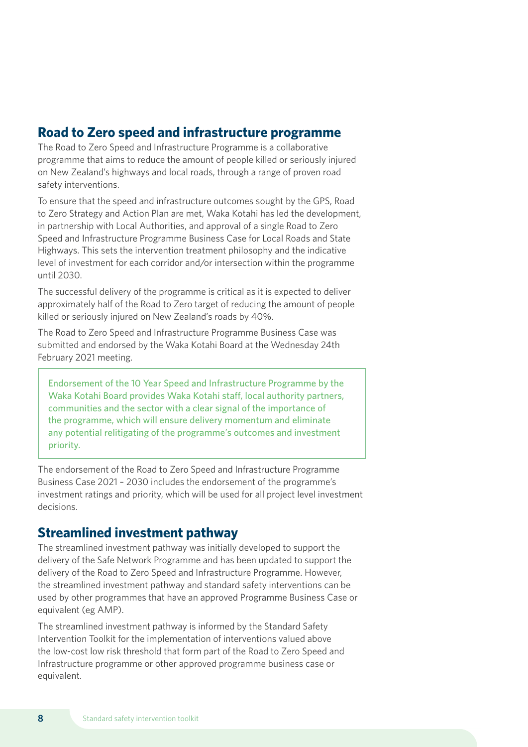## Road to Zero speed and infrastructure programme

The Road to Zero Speed and Infrastructure Programme is a collaborative programme that aims to reduce the amount of people killed or seriously injured on New Zealand's highways and local roads, through a range of proven road safety interventions.

To ensure that the speed and infrastructure outcomes sought by the GPS, Road to Zero Strategy and Action Plan are met, Waka Kotahi has led the development, in partnership with Local Authorities, and approval of a single Road to Zero Speed and Infrastructure Programme Business Case for Local Roads and State Highways. This sets the intervention treatment philosophy and the indicative level of investment for each corridor and/or intersection within the programme until 2030.

The successful delivery of the programme is critical as it is expected to deliver approximately half of the Road to Zero target of reducing the amount of people killed or seriously injured on New Zealand's roads by 40%.

The Road to Zero Speed and Infrastructure Programme Business Case was submitted and endorsed by the Waka Kotahi Board at the Wednesday 24th February 2021 meeting.

> Endorsement of the 10 Year Speed and Infrastructure Programme by the Waka Kotahi Board provides Waka Kotahi staff, local authority partners, communities and the sector with a clear signal of the importance of the programme, which will ensure delivery momentum and eliminate any potential relitigating of the programme's outcomes and investment priority.

The endorsement of the Road to Zero Speed and Infrastructure Programme Business Case 2021 – 2030 includes the endorsement of the programme's investment ratings and priority, which will be used for all project level investment decisions.

## Streamlined investment pathway

The streamlined investment pathway was initially developed to support the delivery of the Safe Network Programme and has been updated to support the delivery of the Road to Zero Speed and Infrastructure Programme. However, the streamlined investment pathway and standard safety interventions can be used by other programmes that have an approved Programme Business Case or equivalent (eg AMP).

The streamlined investment pathway is informed by the Standard Safety Intervention Toolkit for the implementation of interventions valued above the low-cost low risk threshold that form part of the Road to Zero Speed and Infrastructure programme or other approved programme business case or equivalent.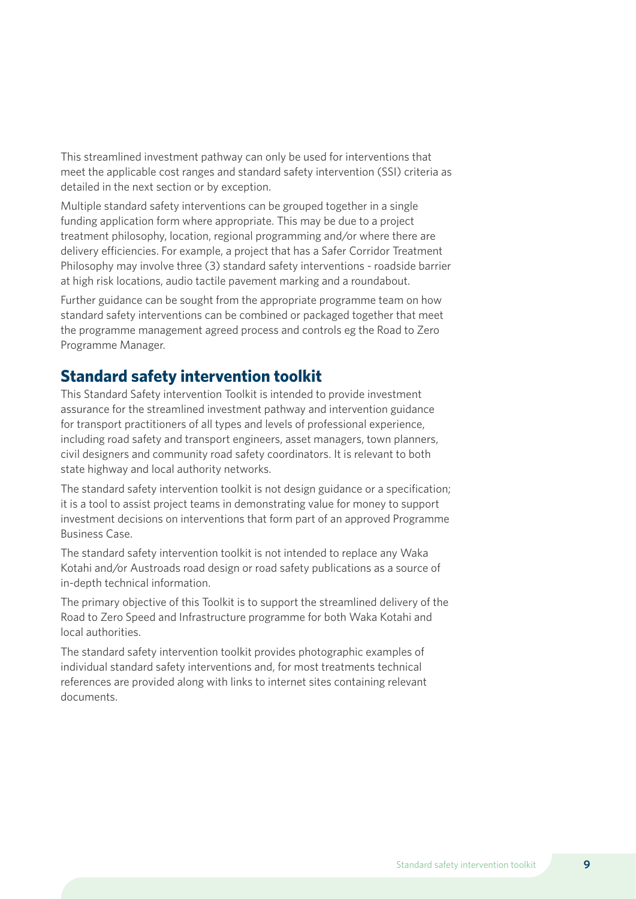This streamlined investment pathway can only be used for interventions that meet the applicable cost ranges and standard safety intervention (SSI) criteria as detailed in the next section or by exception.

Multiple standard safety interventions can be grouped together in a single funding application form where appropriate. This may be due to a project treatment philosophy, location, regional programming and/or where there are delivery efficiencies. For example, a project that has a Safer Corridor Treatment Philosophy may involve three (3) standard safety interventions - roadside barrier at high risk locations, audio tactile pavement marking and a roundabout.

Further guidance can be sought from the appropriate programme team on how standard safety interventions can be combined or packaged together that meet the programme management agreed process and controls eg the Road to Zero Programme Manager.

## Standard safety intervention toolkit

This Standard Safety intervention Toolkit is intended to provide investment assurance for the streamlined investment pathway and intervention guidance for transport practitioners of all types and levels of professional experience, including road safety and transport engineers, asset managers, town planners, civil designers and community road safety coordinators. It is relevant to both state highway and local authority networks.

The standard safety intervention toolkit is not design guidance or a specification; it is a tool to assist project teams in demonstrating value for money to support investment decisions on interventions that form part of an approved Programme Business Case.

The standard safety intervention toolkit is not intended to replace any Waka Kotahi and/or Austroads road design or road safety publications as a source of in-depth technical information.

The primary objective of this Toolkit is to support the streamlined delivery of the Road to Zero Speed and Infrastructure programme for both Waka Kotahi and local authorities.

The standard safety intervention toolkit provides photographic examples of individual standard safety interventions and, for most treatments technical references are provided along with links to internet sites containing relevant documents.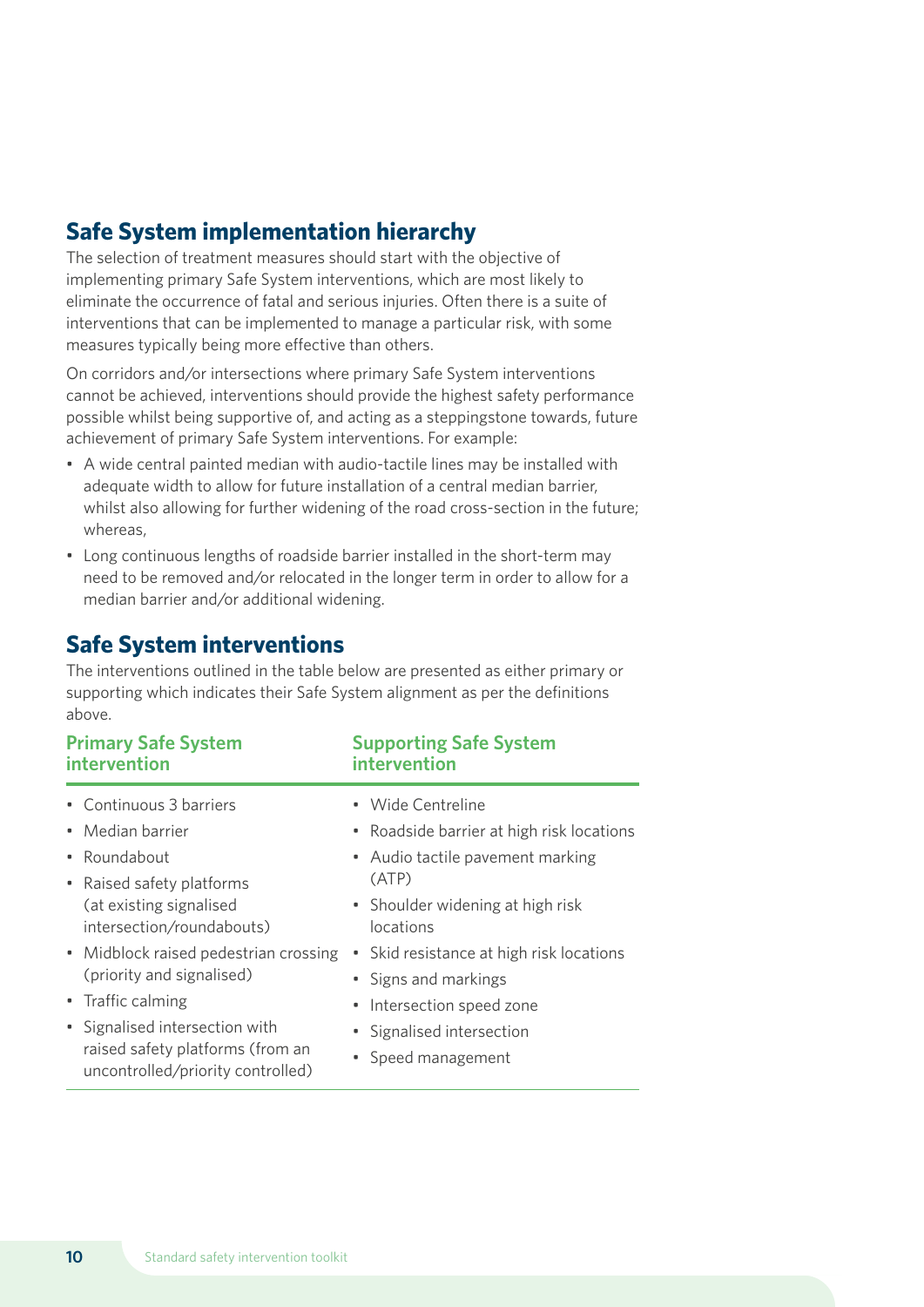## Safe System implementation hierarchy

The selection of treatment measures should start with the objective of implementing primary Safe System interventions, which are most likely to eliminate the occurrence of fatal and serious injuries. Often there is a suite of interventions that can be implemented to manage a particular risk, with some measures typically being more effective than others.

On corridors and/or intersections where primary Safe System interventions cannot be achieved, interventions should provide the highest safety performance possible whilst being supportive of, and acting as a steppingstone towards, future achievement of primary Safe System interventions. For example:

- A wide central painted median with audio-tactile lines may be installed with adequate width to allow for future installation of a central median barrier, whilst also allowing for further widening of the road cross-section in the future; whereas,
- Long continuous lengths of roadside barrier installed in the short-term may need to be removed and/or relocated in the longer term in order to allow for a median barrier and/or additional widening.

## Safe System interventions

The interventions outlined in the table below are presented as either primary or supporting which indicates their Safe System alignment as per the definitions above.

| Primary Safe System intervention | Supporting Safe System intervention |
| --- | --- |
| • Continuous 3 barriers<br>• Median barrier<br>• Roundabout<br>• Raised safety platforms (at existing signalised intersection/roundabouts)<br>• Midblock raised pedestrian crossing (priority and signalised)<br>• Traffic calming<br>• Signalised intersection with raised safety platforms (from an uncontrolled/priority controlled) | • Wide Centreline<br>• Roadside barrier at high risk locations<br>• Audio tactile pavement marking (ATP)<br>• Shoulder widening at high risk locations<br>• Skid resistance at high risk locations<br>• Signs and markings<br>• Intersection speed zone<br>• Signalised intersection<br>• Speed management |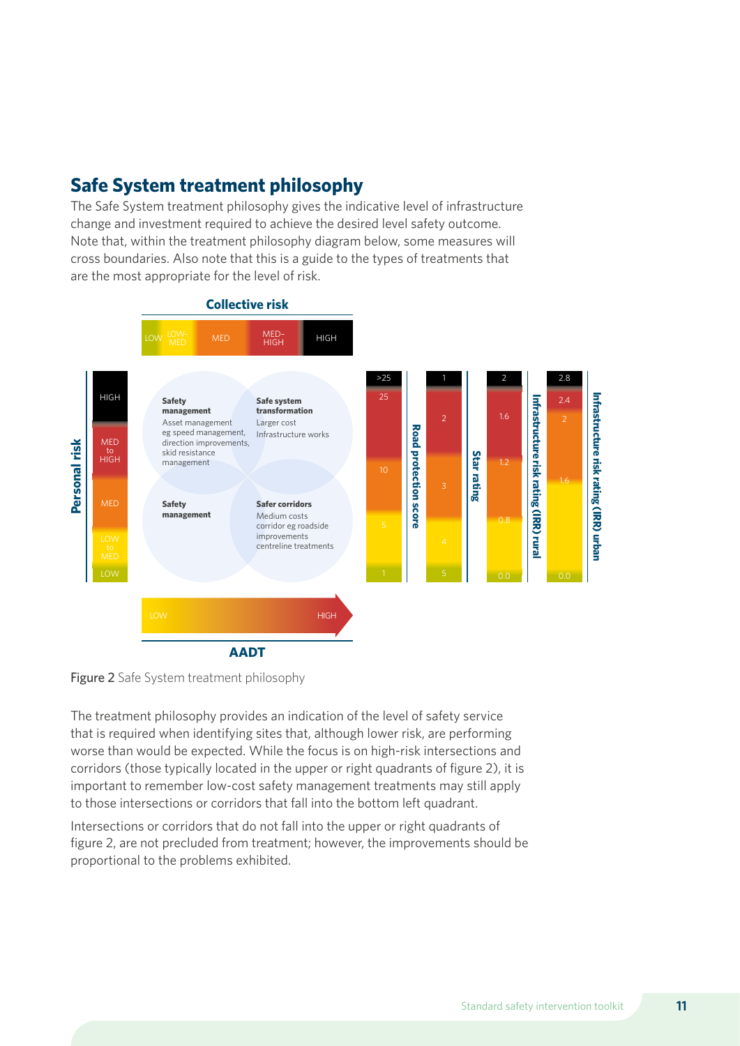## Safe System treatment philosophy

The Safe System treatment philosophy gives the indicative level of infrastructure change and investment required to achieve the desired level safety outcome. Note that, within the treatment philosophy diagram below, some measures will cross boundaries. Also note that this is a guide to the types of treatments that are the most appropriate for the level of risk.

**Collective risk**

LOW | LOW-MED | MED | MED-HIGH | HIGH

**Personal risk**

HIGH | MED to HIGH | MED | LOW to MED | LOW

**Safety management**
Asset management eg speed management, direction improvements, skid resistance management

**Safe system transformation**
Larger cost Infrastructure works

**Safety management**

**Safer corridors**
Medium costs corridor eg roadside improvements centreline treatments

**Road protection score**: >25, 25, 10, 5, 1

**Star rating**: 1, 2, 3, 4, 5

**Infrastructure risk rating (IRR) rural**: 2, 1.6, 1.2, 0.8, 0.0

**Infrastructure risk rating (IRR) urban**: 2.8, 2.4, 2, 1.6, 0.0

**AADT**: LOW → HIGH

Figure 2 Safe System treatment philosophy

The treatment philosophy provides an indication of the level of safety service that is required when identifying sites that, although lower risk, are performing worse than would be expected. While the focus is on high-risk intersections and corridors (those typically located in the upper or right quadrants of figure 2), it is important to remember low-cost safety management treatments may still apply to those intersections or corridors that fall into the bottom left quadrant.

Intersections or corridors that do not fall into the upper or right quadrants of figure 2, are not precluded from treatment; however, the improvements should be proportional to the problems exhibited.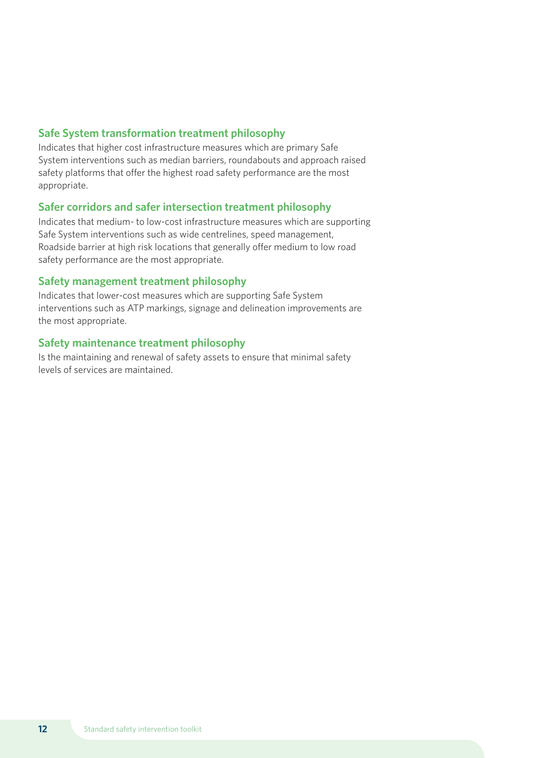### Safe System transformation treatment philosophy

Indicates that higher cost infrastructure measures which are primary Safe System interventions such as median barriers, roundabouts and approach raised safety platforms that offer the highest road safety performance are the most appropriate.

### Safer corridors and safer intersection treatment philosophy

Indicates that medium- to low-cost infrastructure measures which are supporting Safe System interventions such as wide centrelines, speed management, Roadside barrier at high risk locations that generally offer medium to low road safety performance are the most appropriate.

### Safety management treatment philosophy

Indicates that lower-cost measures which are supporting Safe System interventions such as ATP markings, signage and delineation improvements are the most appropriate.

### Safety maintenance treatment philosophy

Is the maintaining and renewal of safety assets to ensure that minimal safety levels of services are maintained.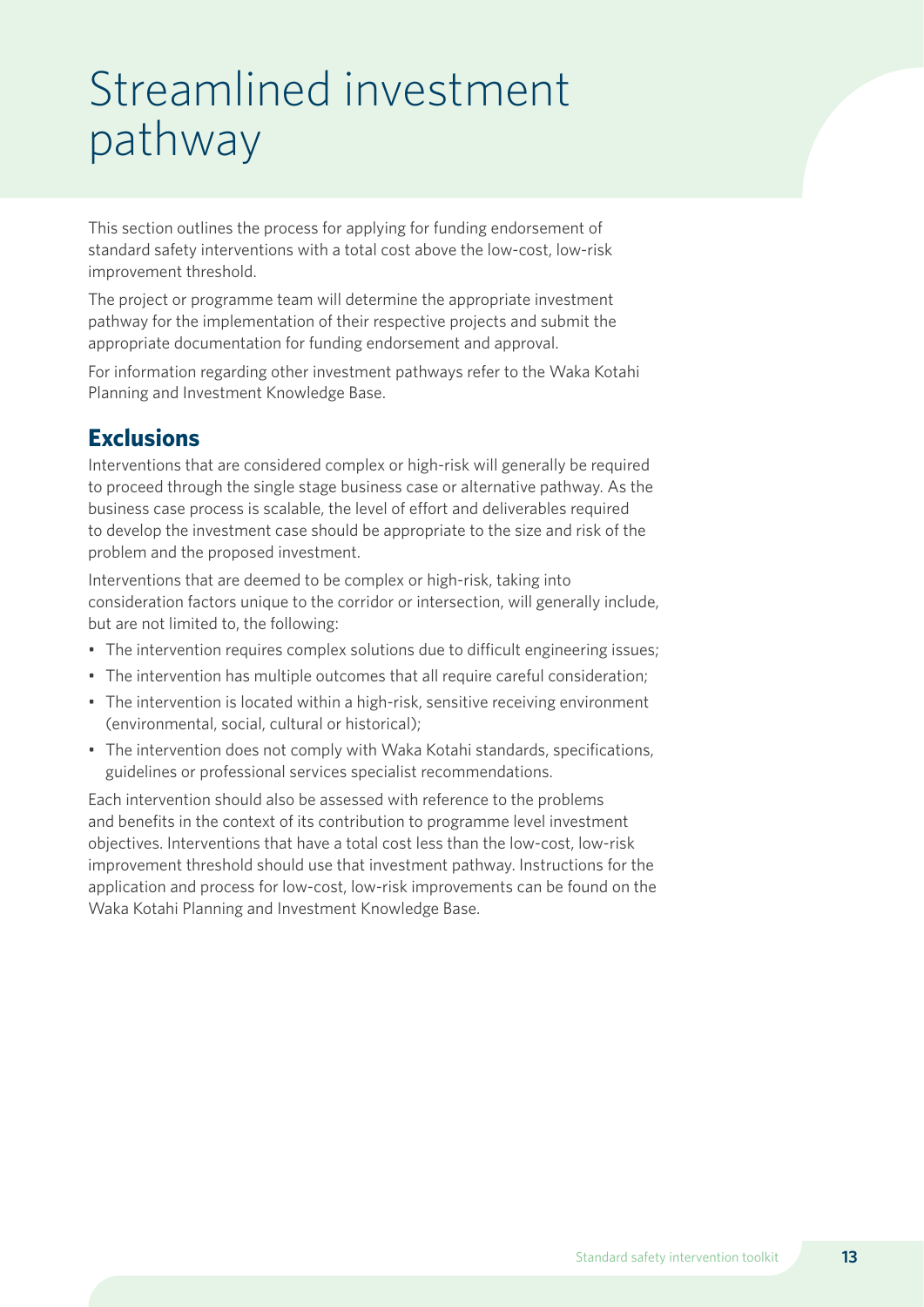# Streamlined investment pathway

This section outlines the process for applying for funding endorsement of standard safety interventions with a total cost above the low-cost, low-risk improvement threshold.

The project or programme team will determine the appropriate investment pathway for the implementation of their respective projects and submit the appropriate documentation for funding endorsement and approval.

For information regarding other investment pathways refer to the Waka Kotahi Planning and Investment Knowledge Base.

## Exclusions

Interventions that are considered complex or high-risk will generally be required to proceed through the single stage business case or alternative pathway. As the business case process is scalable, the level of effort and deliverables required to develop the investment case should be appropriate to the size and risk of the problem and the proposed investment.

Interventions that are deemed to be complex or high-risk, taking into consideration factors unique to the corridor or intersection, will generally include, but are not limited to, the following:

- The intervention requires complex solutions due to difficult engineering issues;
- The intervention has multiple outcomes that all require careful consideration;
- The intervention is located within a high-risk, sensitive receiving environment (environmental, social, cultural or historical);
- The intervention does not comply with Waka Kotahi standards, specifications, guidelines or professional services specialist recommendations.

Each intervention should also be assessed with reference to the problems and benefits in the context of its contribution to programme level investment objectives. Interventions that have a total cost less than the low-cost, low-risk improvement threshold should use that investment pathway. Instructions for the application and process for low-cost, low-risk improvements can be found on the Waka Kotahi Planning and Investment Knowledge Base.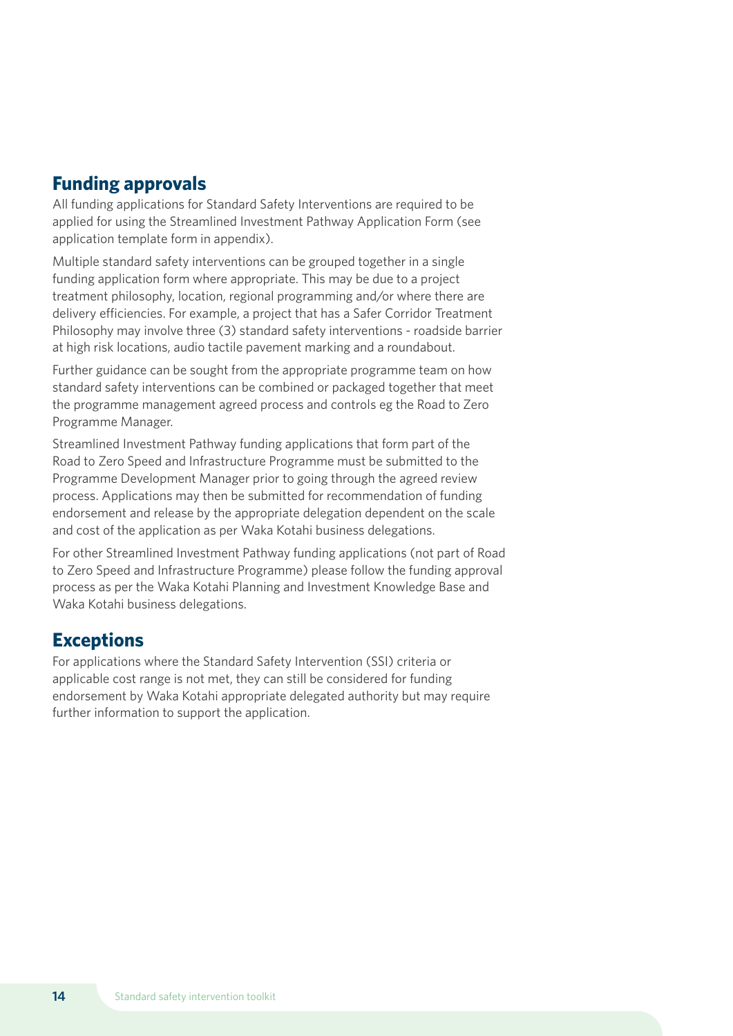## Funding approvals

All funding applications for Standard Safety Interventions are required to be applied for using the Streamlined Investment Pathway Application Form (see application template form in appendix).

Multiple standard safety interventions can be grouped together in a single funding application form where appropriate. This may be due to a project treatment philosophy, location, regional programming and/or where there are delivery efficiencies. For example, a project that has a Safer Corridor Treatment Philosophy may involve three (3) standard safety interventions - roadside barrier at high risk locations, audio tactile pavement marking and a roundabout.

Further guidance can be sought from the appropriate programme team on how standard safety interventions can be combined or packaged together that meet the programme management agreed process and controls eg the Road to Zero Programme Manager.

Streamlined Investment Pathway funding applications that form part of the Road to Zero Speed and Infrastructure Programme must be submitted to the Programme Development Manager prior to going through the agreed review process. Applications may then be submitted for recommendation of funding endorsement and release by the appropriate delegation dependent on the scale and cost of the application as per Waka Kotahi business delegations.

For other Streamlined Investment Pathway funding applications (not part of Road to Zero Speed and Infrastructure Programme) please follow the funding approval process as per the Waka Kotahi Planning and Investment Knowledge Base and Waka Kotahi business delegations.

## Exceptions

For applications where the Standard Safety Intervention (SSI) criteria or applicable cost range is not met, they can still be considered for funding endorsement by Waka Kotahi appropriate delegated authority but may require further information to support the application.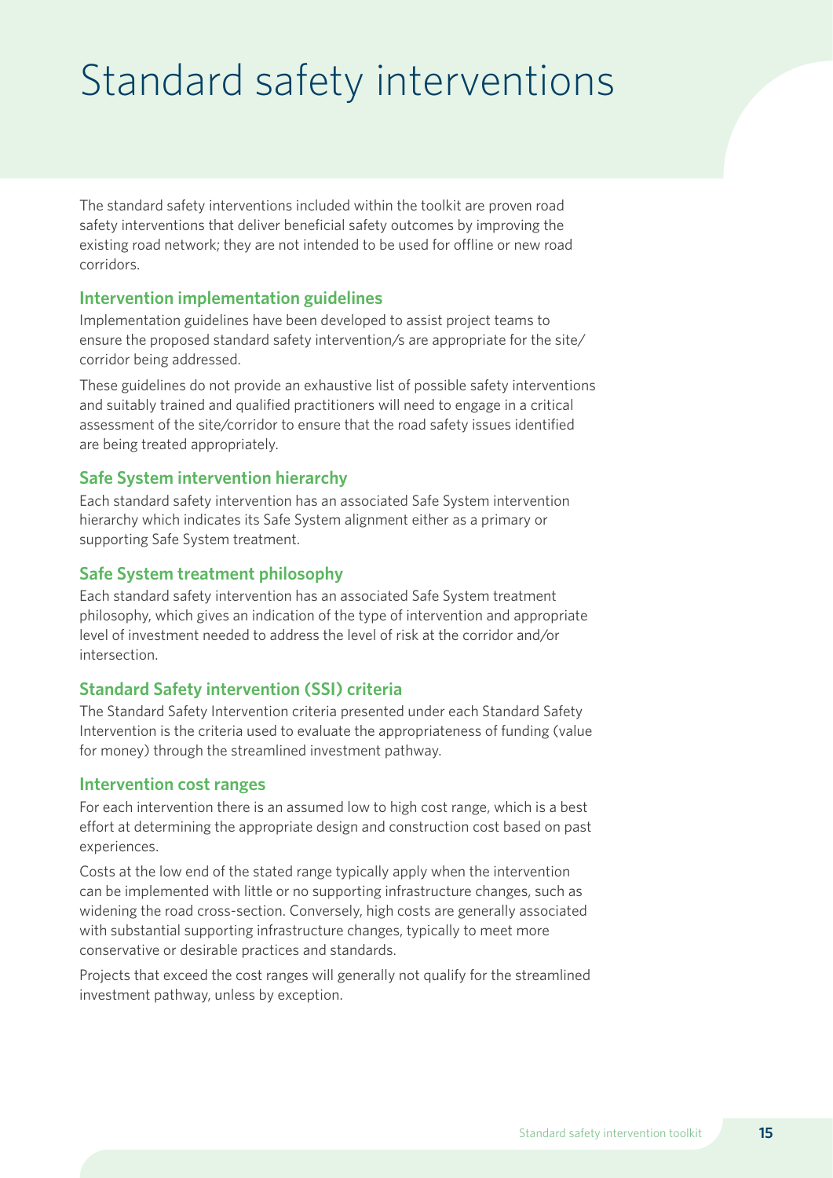# Standard safety interventions

The standard safety interventions included within the toolkit are proven road safety interventions that deliver beneficial safety outcomes by improving the existing road network; they are not intended to be used for offline or new road corridors.

## Intervention implementation guidelines

Implementation guidelines have been developed to assist project teams to ensure the proposed standard safety intervention/s are appropriate for the site/corridor being addressed.

These guidelines do not provide an exhaustive list of possible safety interventions and suitably trained and qualified practitioners will need to engage in a critical assessment of the site/corridor to ensure that the road safety issues identified are being treated appropriately.

## Safe System intervention hierarchy

Each standard safety intervention has an associated Safe System intervention hierarchy which indicates its Safe System alignment either as a primary or supporting Safe System treatment.

## Safe System treatment philosophy

Each standard safety intervention has an associated Safe System treatment philosophy, which gives an indication of the type of intervention and appropriate level of investment needed to address the level of risk at the corridor and/or intersection.

## Standard Safety intervention (SSI) criteria

The Standard Safety Intervention criteria presented under each Standard Safety Intervention is the criteria used to evaluate the appropriateness of funding (value for money) through the streamlined investment pathway.

## Intervention cost ranges

For each intervention there is an assumed low to high cost range, which is a best effort at determining the appropriate design and construction cost based on past experiences.

Costs at the low end of the stated range typically apply when the intervention can be implemented with little or no supporting infrastructure changes, such as widening the road cross-section. Conversely, high costs are generally associated with substantial supporting infrastructure changes, typically to meet more conservative or desirable practices and standards.

Projects that exceed the cost ranges will generally not qualify for the streamlined investment pathway, unless by exception.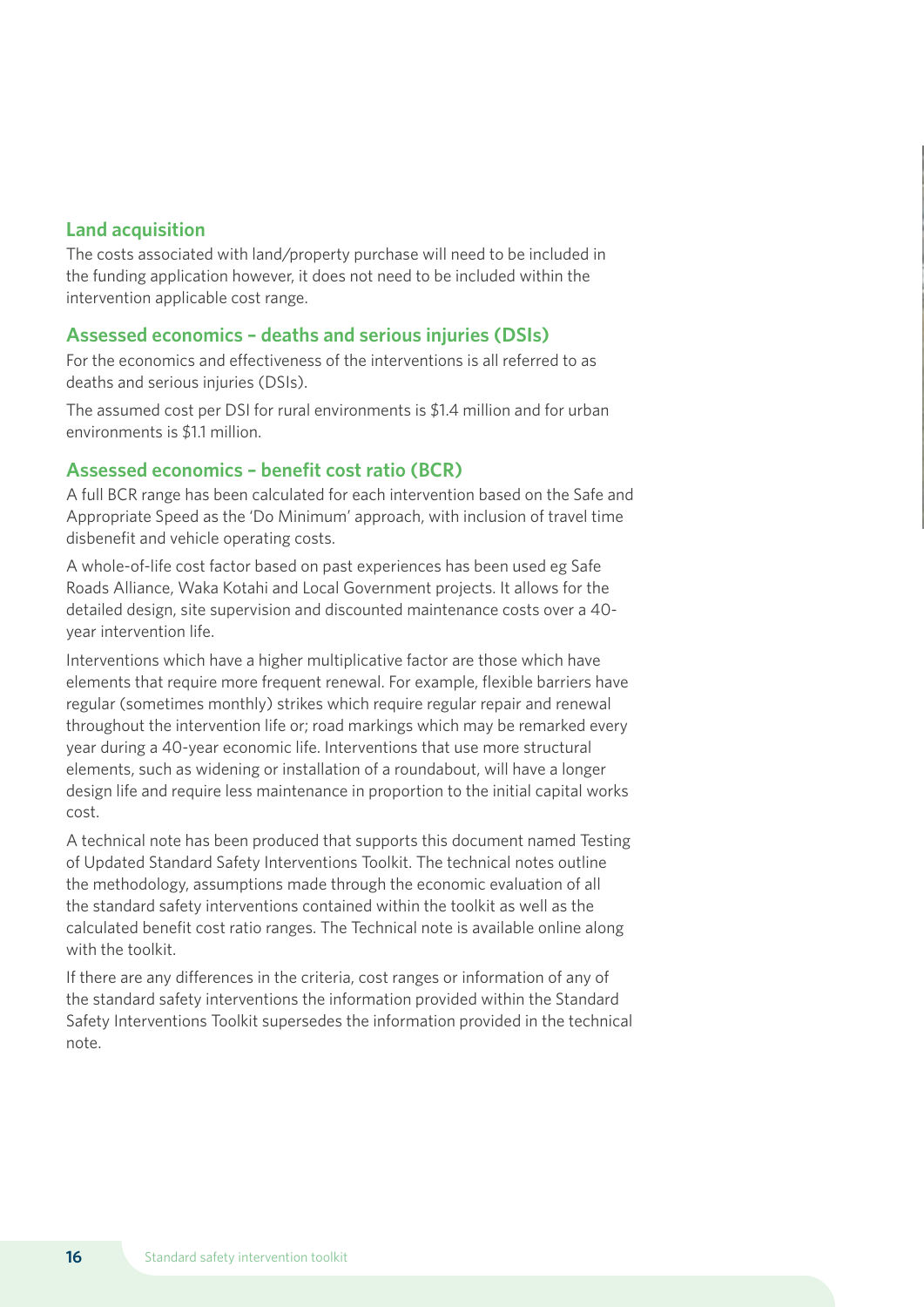## Land acquisition

The costs associated with land/property purchase will need to be included in the funding application however, it does not need to be included within the intervention applicable cost range.

## Assessed economics – deaths and serious injuries (DSIs)

For the economics and effectiveness of the interventions is all referred to as deaths and serious injuries (DSIs).

The assumed cost per DSI for rural environments is $1.4 million and for urban environments is $1.1 million.

## Assessed economics – benefit cost ratio (BCR)

A full BCR range has been calculated for each intervention based on the Safe and Appropriate Speed as the 'Do Minimum' approach, with inclusion of travel time disbenefit and vehicle operating costs.

A whole-of-life cost factor based on past experiences has been used eg Safe Roads Alliance, Waka Kotahi and Local Government projects. It allows for the detailed design, site supervision and discounted maintenance costs over a 40-year intervention life.

Interventions which have a higher multiplicative factor are those which have elements that require more frequent renewal. For example, flexible barriers have regular (sometimes monthly) strikes which require regular repair and renewal throughout the intervention life or; road markings which may be remarked every year during a 40-year economic life. Interventions that use more structural elements, such as widening or installation of a roundabout, will have a longer design life and require less maintenance in proportion to the initial capital works cost.

A technical note has been produced that supports this document named Testing of Updated Standard Safety Interventions Toolkit. The technical notes outline the methodology, assumptions made through the economic evaluation of all the standard safety interventions contained within the toolkit as well as the calculated benefit cost ratio ranges. The Technical note is available online along with the toolkit.

If there are any differences in the criteria, cost ranges or information of any of the standard safety interventions the information provided within the Standard Safety Interventions Toolkit supersedes the information provided in the technical note.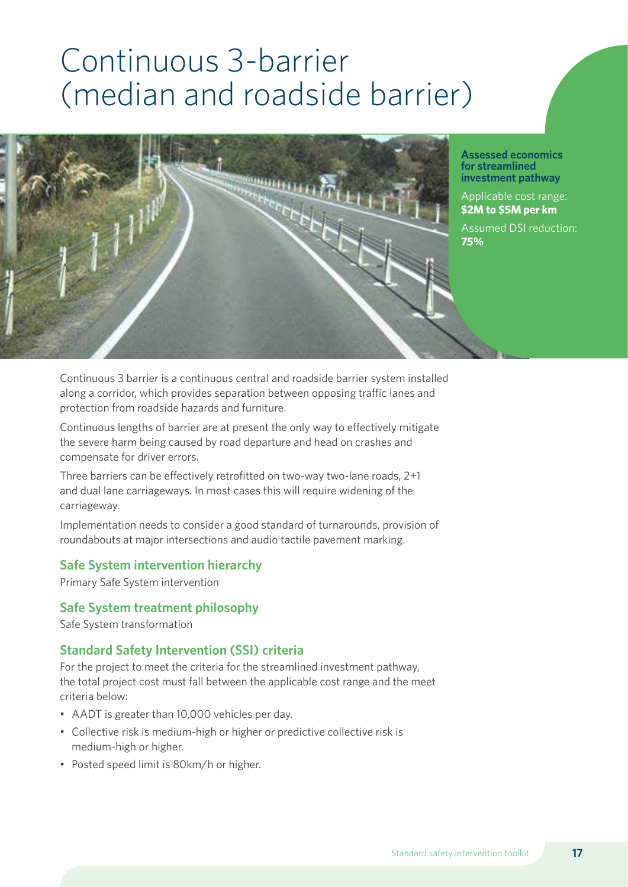# Continuous 3-barrier (median and roadside barrier)

**Assessed economics for streamlined investment pathway**

Applicable cost range: **$2M to $5M per km**

Assumed DSI reduction: **75%**

Continuous 3 barrier is a continuous central and roadside barrier system installed along a corridor, which provides separation between opposing traffic lanes and protection from roadside hazards and furniture.

Continuous lengths of barrier are at present the only way to effectively mitigate the severe harm being caused by road departure and head on crashes and compensate for driver errors.

Three barriers can be effectively retrofitted on two-way two-lane roads, 2+1 and dual lane carriageways. In most cases this will require widening of the carriageway.

Implementation needs to consider a good standard of turnarounds, provision of roundabouts at major intersections and audio tactile pavement marking.

### Safe System intervention hierarchy

Primary Safe System intervention

### Safe System treatment philosophy

Safe System transformation

### Standard Safety Intervention (SSI) criteria

For the project to meet the criteria for the streamlined investment pathway, the total project cost must fall between the applicable cost range and the meet criteria below:

- AADT is greater than 10,000 vehicles per day.
- Collective risk is medium-high or higher or predictive collective risk is medium-high or higher.
- Posted speed limit is 80km/h or higher.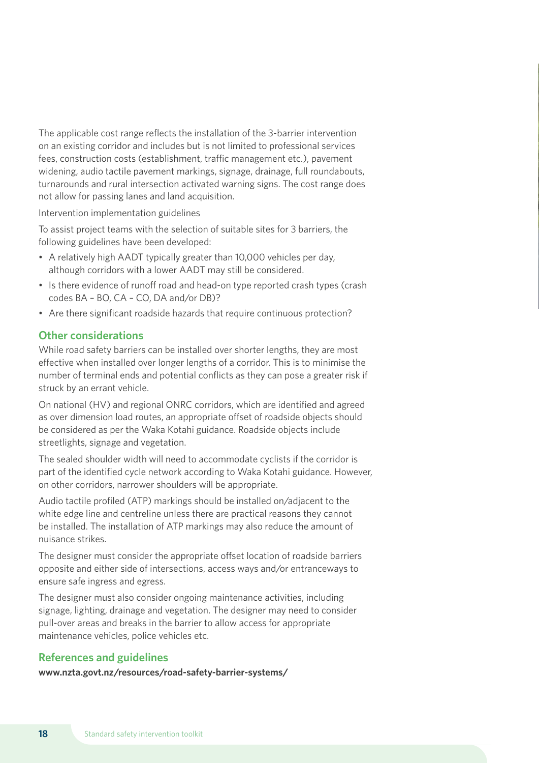The applicable cost range reflects the installation of the 3-barrier intervention on an existing corridor and includes but is not limited to professional services fees, construction costs (establishment, traffic management etc.), pavement widening, audio tactile pavement markings, signage, drainage, full roundabouts, turnarounds and rural intersection activated warning signs. The cost range does not allow for passing lanes and land acquisition.

Intervention implementation guidelines

To assist project teams with the selection of suitable sites for 3 barriers, the following guidelines have been developed:

- A relatively high AADT typically greater than 10,000 vehicles per day, although corridors with a lower AADT may still be considered.
- Is there evidence of runoff road and head-on type reported crash types (crash codes BA – BO, CA – CO, DA and/or DB)?
- Are there significant roadside hazards that require continuous protection?

## Other considerations

While road safety barriers can be installed over shorter lengths, they are most effective when installed over longer lengths of a corridor. This is to minimise the number of terminal ends and potential conflicts as they can pose a greater risk if struck by an errant vehicle.

On national (HV) and regional ONRC corridors, which are identified and agreed as over dimension load routes, an appropriate offset of roadside objects should be considered as per the Waka Kotahi guidance. Roadside objects include streetlights, signage and vegetation.

The sealed shoulder width will need to accommodate cyclists if the corridor is part of the identified cycle network according to Waka Kotahi guidance. However, on other corridors, narrower shoulders will be appropriate.

Audio tactile profiled (ATP) markings should be installed on/adjacent to the white edge line and centreline unless there are practical reasons they cannot be installed. The installation of ATP markings may also reduce the amount of nuisance strikes.

The designer must consider the appropriate offset location of roadside barriers opposite and either side of intersections, access ways and/or entranceways to ensure safe ingress and egress.

The designer must also consider ongoing maintenance activities, including signage, lighting, drainage and vegetation. The designer may need to consider pull-over areas and breaks in the barrier to allow access for appropriate maintenance vehicles, police vehicles etc.

## References and guidelines

**www.nzta.govt.nz/resources/road-safety-barrier-systems/**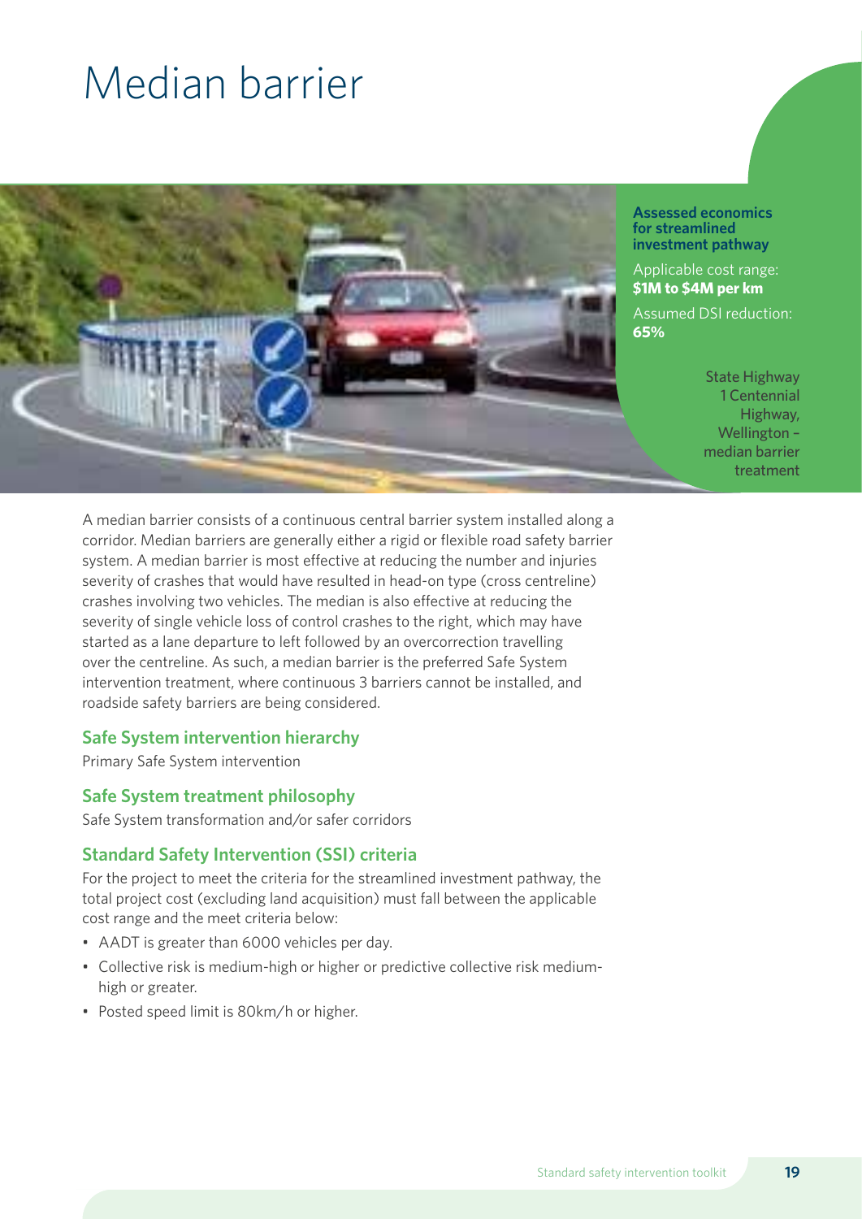# Median barrier

**Assessed economics for streamlined investment pathway**

Applicable cost range:
**$1M to $4M per km**

Assumed DSI reduction:
**65%**

State Highway 1 Centennial Highway, Wellington – median barrier treatment

A median barrier consists of a continuous central barrier system installed along a corridor. Median barriers are generally either a rigid or flexible road safety barrier system. A median barrier is most effective at reducing the number and injuries severity of crashes that would have resulted in head-on type (cross centreline) crashes involving two vehicles. The median is also effective at reducing the severity of single vehicle loss of control crashes to the right, which may have started as a lane departure to left followed by an overcorrection travelling over the centreline. As such, a median barrier is the preferred Safe System intervention treatment, where continuous 3 barriers cannot be installed, and roadside safety barriers are being considered.

### Safe System intervention hierarchy

Primary Safe System intervention

### Safe System treatment philosophy

Safe System transformation and/or safer corridors

### Standard Safety Intervention (SSI) criteria

For the project to meet the criteria for the streamlined investment pathway, the total project cost (excluding land acquisition) must fall between the applicable cost range and the meet criteria below:

- AADT is greater than 6000 vehicles per day.
- Collective risk is medium-high or higher or predictive collective risk medium-high or greater.
- Posted speed limit is 80km/h or higher.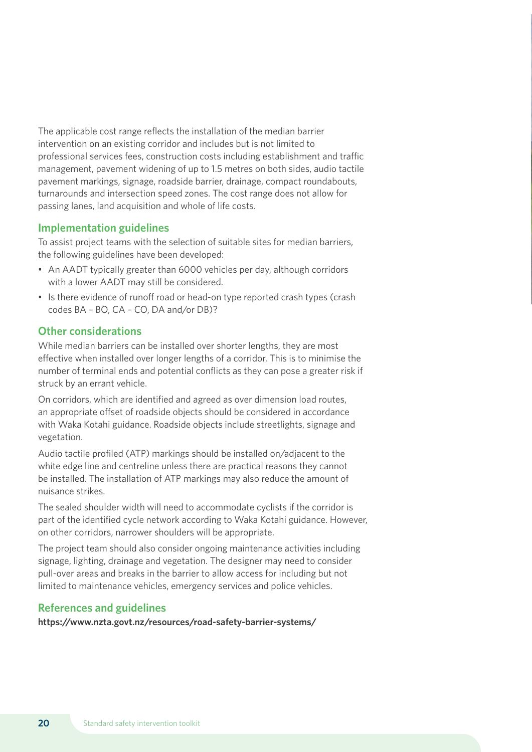The applicable cost range reflects the installation of the median barrier intervention on an existing corridor and includes but is not limited to professional services fees, construction costs including establishment and traffic management, pavement widening of up to 1.5 metres on both sides, audio tactile pavement markings, signage, roadside barrier, drainage, compact roundabouts, turnarounds and intersection speed zones. The cost range does not allow for passing lanes, land acquisition and whole of life costs.

## Implementation guidelines

To assist project teams with the selection of suitable sites for median barriers, the following guidelines have been developed:

- An AADT typically greater than 6000 vehicles per day, although corridors with a lower AADT may still be considered.
- Is there evidence of runoff road or head-on type reported crash types (crash codes BA – BO, CA – CO, DA and/or DB)?

## Other considerations

While median barriers can be installed over shorter lengths, they are most effective when installed over longer lengths of a corridor. This is to minimise the number of terminal ends and potential conflicts as they can pose a greater risk if struck by an errant vehicle.

On corridors, which are identified and agreed as over dimension load routes, an appropriate offset of roadside objects should be considered in accordance with Waka Kotahi guidance. Roadside objects include streetlights, signage and vegetation.

Audio tactile profiled (ATP) markings should be installed on/adjacent to the white edge line and centreline unless there are practical reasons they cannot be installed. The installation of ATP markings may also reduce the amount of nuisance strikes.

The sealed shoulder width will need to accommodate cyclists if the corridor is part of the identified cycle network according to Waka Kotahi guidance. However, on other corridors, narrower shoulders will be appropriate.

The project team should also consider ongoing maintenance activities including signage, lighting, drainage and vegetation. The designer may need to consider pull-over areas and breaks in the barrier to allow access for including but not limited to maintenance vehicles, emergency services and police vehicles.

## References and guidelines

**https://www.nzta.govt.nz/resources/road-safety-barrier-systems/**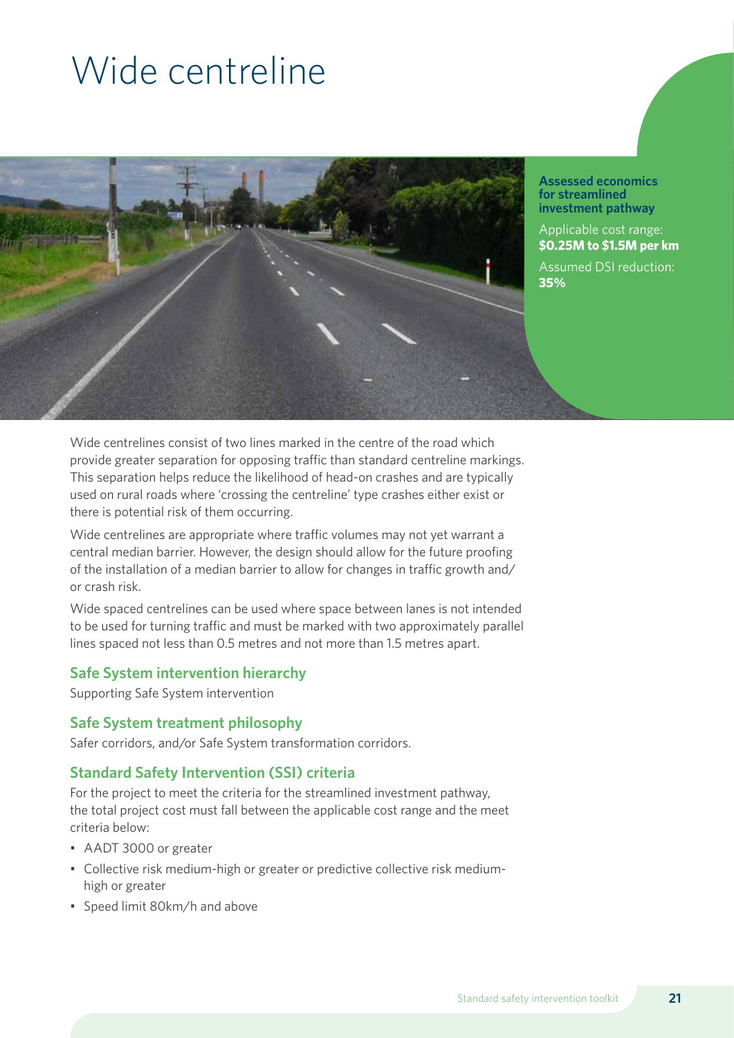# Wide centreline

**Assessed economics for streamlined investment pathway**

Applicable cost range: **$0.25M to $1.5M per km**

Assumed DSI reduction: **35%**

Wide centrelines consist of two lines marked in the centre of the road which provide greater separation for opposing traffic than standard centreline markings. This separation helps reduce the likelihood of head-on crashes and are typically used on rural roads where 'crossing the centreline' type crashes either exist or there is potential risk of them occurring.

Wide centrelines are appropriate where traffic volumes may not yet warrant a central median barrier. However, the design should allow for the future proofing of the installation of a median barrier to allow for changes in traffic growth and/or crash risk.

Wide spaced centrelines can be used where space between lanes is not intended to be used for turning traffic and must be marked with two approximately parallel lines spaced not less than 0.5 metres and not more than 1.5 metres apart.

## Safe System intervention hierarchy

Supporting Safe System intervention

## Safe System treatment philosophy

Safer corridors, and/or Safe System transformation corridors.

## Standard Safety Intervention (SSI) criteria

For the project to meet the criteria for the streamlined investment pathway, the total project cost must fall between the applicable cost range and the meet criteria below:

- AADT 3000 or greater
- Collective risk medium-high or greater or predictive collective risk medium-high or greater
- Speed limit 80km/h and above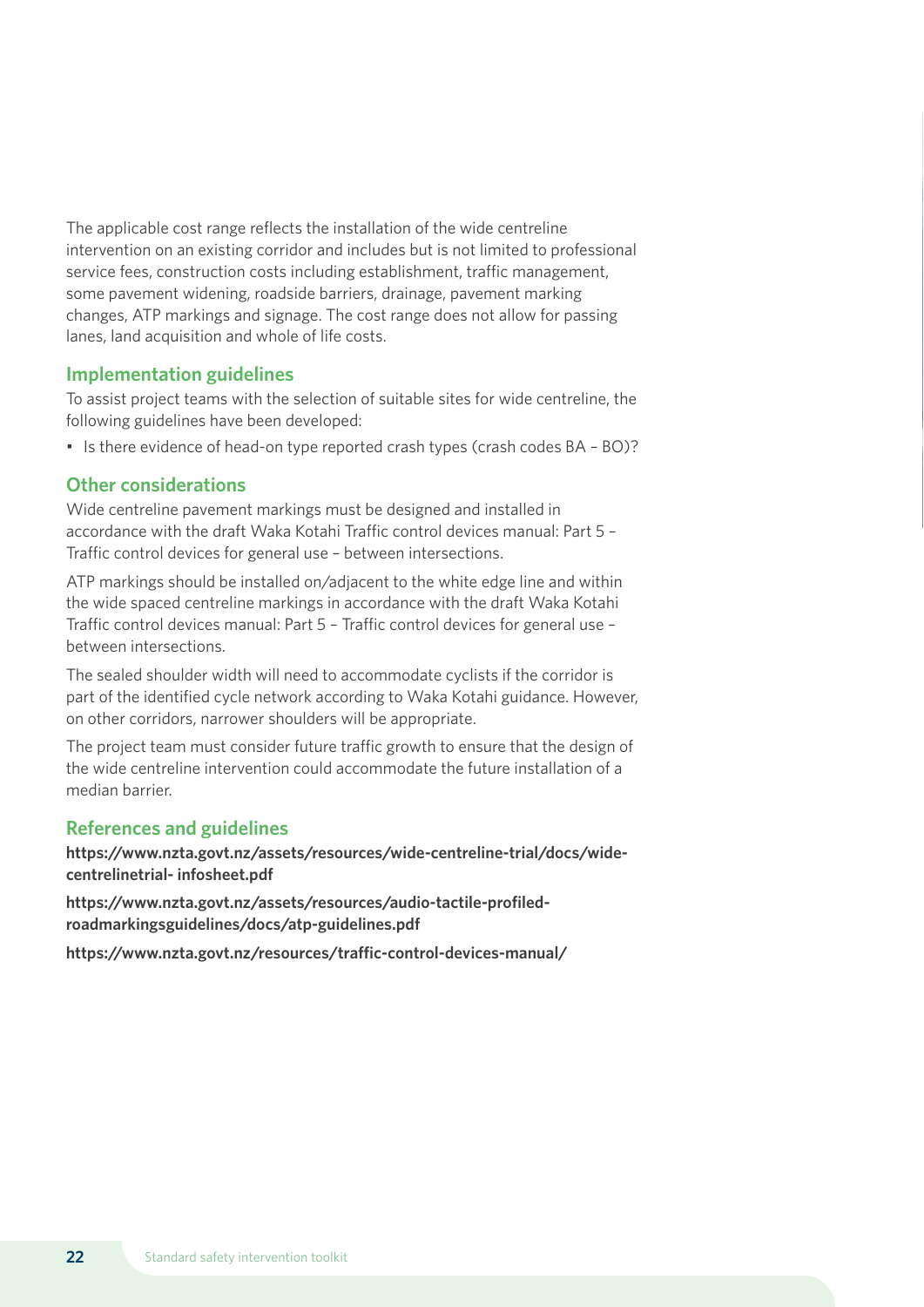The applicable cost range reflects the installation of the wide centreline intervention on an existing corridor and includes but is not limited to professional service fees, construction costs including establishment, traffic management, some pavement widening, roadside barriers, drainage, pavement marking changes, ATP markings and signage. The cost range does not allow for passing lanes, land acquisition and whole of life costs.

## Implementation guidelines

To assist project teams with the selection of suitable sites for wide centreline, the following guidelines have been developed:

- Is there evidence of head-on type reported crash types (crash codes BA – BO)?

## Other considerations

Wide centreline pavement markings must be designed and installed in accordance with the draft Waka Kotahi Traffic control devices manual: Part 5 – Traffic control devices for general use – between intersections.

ATP markings should be installed on/adjacent to the white edge line and within the wide spaced centreline markings in accordance with the draft Waka Kotahi Traffic control devices manual: Part 5 – Traffic control devices for general use – between intersections.

The sealed shoulder width will need to accommodate cyclists if the corridor is part of the identified cycle network according to Waka Kotahi guidance. However, on other corridors, narrower shoulders will be appropriate.

The project team must consider future traffic growth to ensure that the design of the wide centreline intervention could accommodate the future installation of a median barrier.

## References and guidelines

**https://www.nzta.govt.nz/assets/resources/wide-centreline-trial/docs/wide-centrelinetrial- infosheet.pdf**

**https://www.nzta.govt.nz/assets/resources/audio-tactile-profiled-roadmarkingsguidelines/docs/atp-guidelines.pdf**

**https://www.nzta.govt.nz/resources/traffic-control-devices-manual/**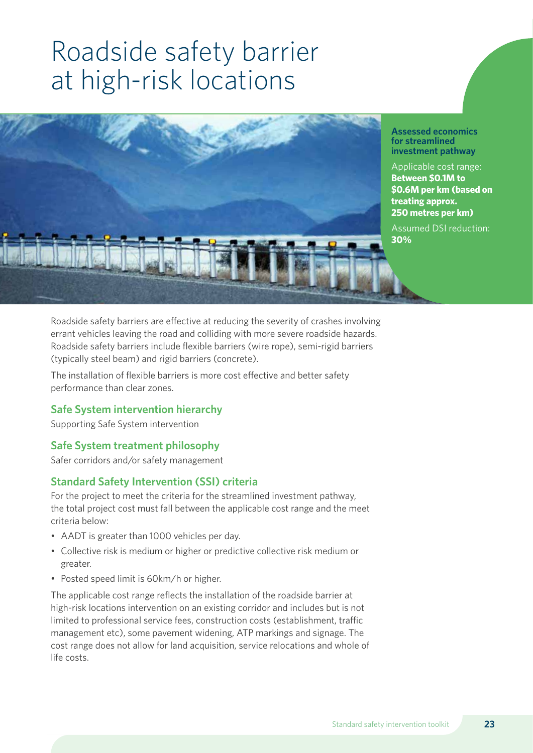# Roadside safety barrier at high-risk locations

**Assessed economics for streamlined investment pathway**

Applicable cost range: **Between $0.1M to $0.6M per km (based on treating approx. 250 metres per km)**

Assumed DSI reduction: **30%**

Roadside safety barriers are effective at reducing the severity of crashes involving errant vehicles leaving the road and colliding with more severe roadside hazards. Roadside safety barriers include flexible barriers (wire rope), semi-rigid barriers (typically steel beam) and rigid barriers (concrete).

The installation of flexible barriers is more cost effective and better safety performance than clear zones.

## Safe System intervention hierarchy

Supporting Safe System intervention

## Safe System treatment philosophy

Safer corridors and/or safety management

## Standard Safety Intervention (SSI) criteria

For the project to meet the criteria for the streamlined investment pathway, the total project cost must fall between the applicable cost range and the meet criteria below:

- AADT is greater than 1000 vehicles per day.
- Collective risk is medium or higher or predictive collective risk medium or greater.
- Posted speed limit is 60km/h or higher.

The applicable cost range reflects the installation of the roadside barrier at high-risk locations intervention on an existing corridor and includes but is not limited to professional service fees, construction costs (establishment, traffic management etc), some pavement widening, ATP markings and signage. The cost range does not allow for land acquisition, service relocations and whole of life costs.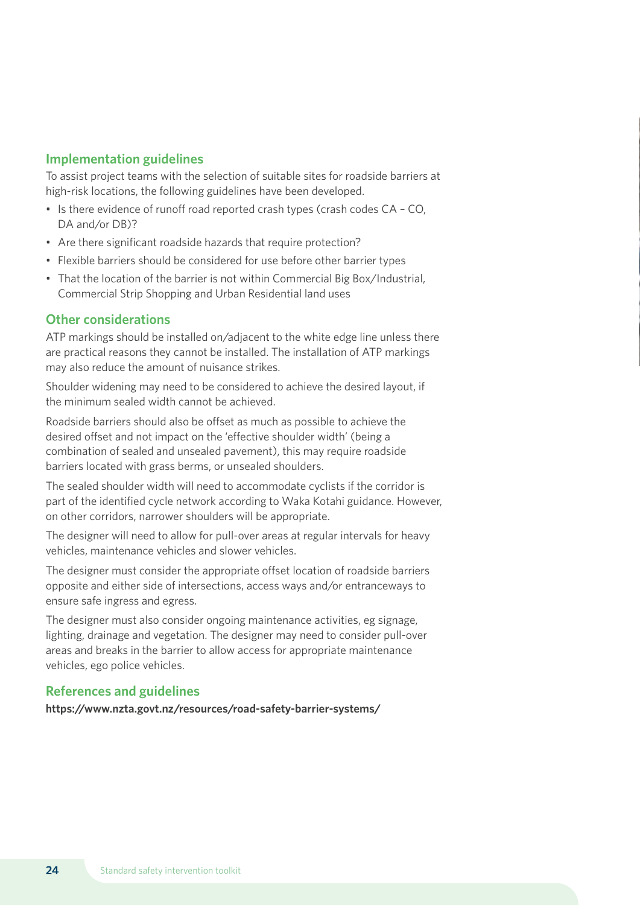## Implementation guidelines

To assist project teams with the selection of suitable sites for roadside barriers at high-risk locations, the following guidelines have been developed.

- Is there evidence of runoff road reported crash types (crash codes CA – CO, DA and/or DB)?
- Are there significant roadside hazards that require protection?
- Flexible barriers should be considered for use before other barrier types
- That the location of the barrier is not within Commercial Big Box/Industrial, Commercial Strip Shopping and Urban Residential land uses

## Other considerations

ATP markings should be installed on/adjacent to the white edge line unless there are practical reasons they cannot be installed. The installation of ATP markings may also reduce the amount of nuisance strikes.

Shoulder widening may need to be considered to achieve the desired layout, if the minimum sealed width cannot be achieved.

Roadside barriers should also be offset as much as possible to achieve the desired offset and not impact on the 'effective shoulder width' (being a combination of sealed and unsealed pavement), this may require roadside barriers located with grass berms, or unsealed shoulders.

The sealed shoulder width will need to accommodate cyclists if the corridor is part of the identified cycle network according to Waka Kotahi guidance. However, on other corridors, narrower shoulders will be appropriate.

The designer will need to allow for pull-over areas at regular intervals for heavy vehicles, maintenance vehicles and slower vehicles.

The designer must consider the appropriate offset location of roadside barriers opposite and either side of intersections, access ways and/or entranceways to ensure safe ingress and egress.

The designer must also consider ongoing maintenance activities, eg signage, lighting, drainage and vegetation. The designer may need to consider pull-over areas and breaks in the barrier to allow access for appropriate maintenance vehicles, ego police vehicles.

## References and guidelines

**https://www.nzta.govt.nz/resources/road-safety-barrier-systems/**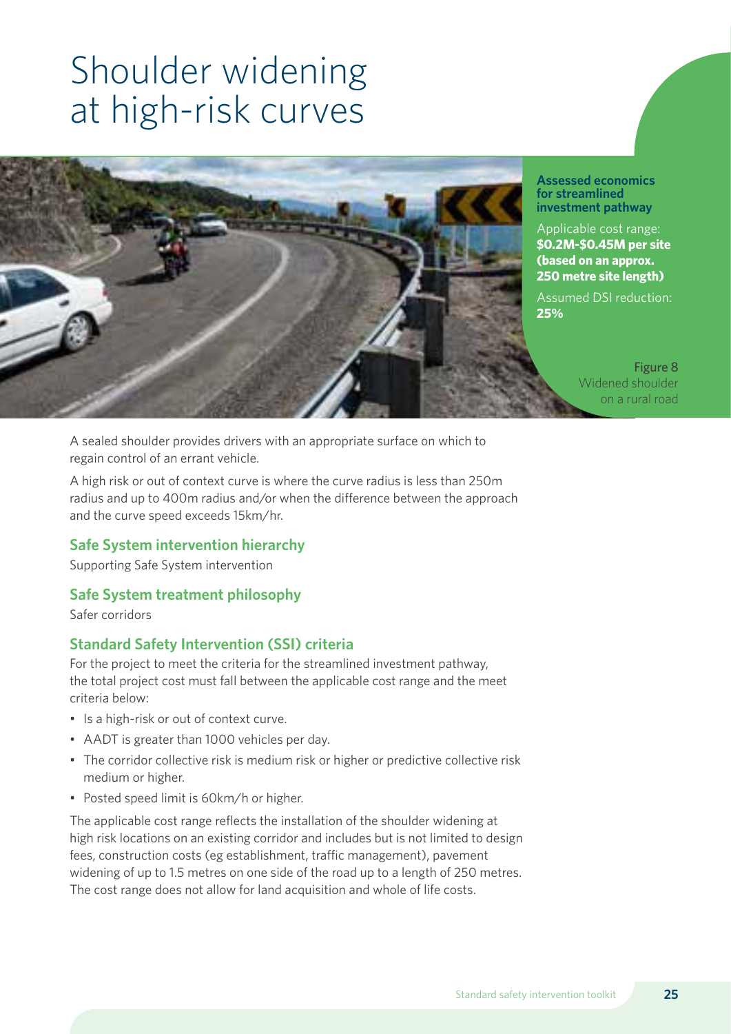# Shoulder widening at high-risk curves

**Assessed economics for streamlined investment pathway**

Applicable cost range: **$0.2M-$0.45M per site (based on an approx. 250 metre site length)**

Assumed DSI reduction: **25%**

Figure 8
Widened shoulder on a rural road

A sealed shoulder provides drivers with an appropriate surface on which to regain control of an errant vehicle.

A high risk or out of context curve is where the curve radius is less than 250m radius and up to 400m radius and/or when the difference between the approach and the curve speed exceeds 15km/hr.

### Safe System intervention hierarchy

Supporting Safe System intervention

### Safe System treatment philosophy

Safer corridors

### Standard Safety Intervention (SSI) criteria

For the project to meet the criteria for the streamlined investment pathway, the total project cost must fall between the applicable cost range and the meet criteria below:

- Is a high-risk or out of context curve.
- AADT is greater than 1000 vehicles per day.
- The corridor collective risk is medium risk or higher or predictive collective risk medium or higher.
- Posted speed limit is 60km/h or higher.

The applicable cost range reflects the installation of the shoulder widening at high risk locations on an existing corridor and includes but is not limited to design fees, construction costs (eg establishment, traffic management), pavement widening of up to 1.5 metres on one side of the road up to a length of 250 metres. The cost range does not allow for land acquisition and whole of life costs.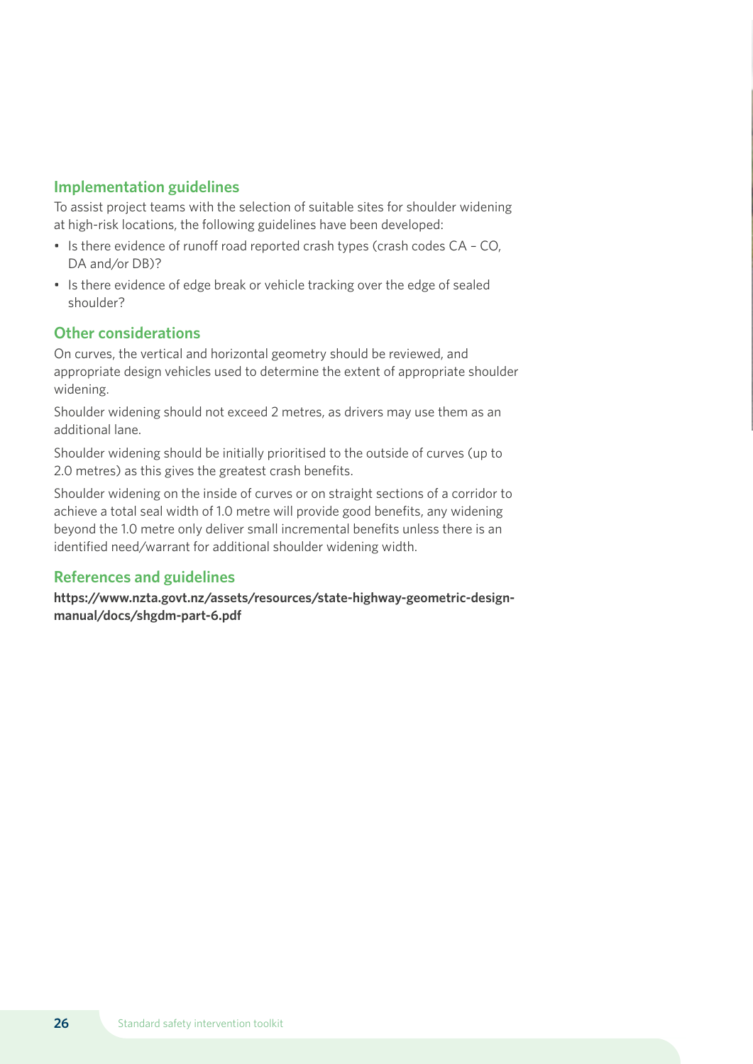## Implementation guidelines

To assist project teams with the selection of suitable sites for shoulder widening at high-risk locations, the following guidelines have been developed:

- Is there evidence of runoff road reported crash types (crash codes CA – CO, DA and/or DB)?
- Is there evidence of edge break or vehicle tracking over the edge of sealed shoulder?

## Other considerations

On curves, the vertical and horizontal geometry should be reviewed, and appropriate design vehicles used to determine the extent of appropriate shoulder widening.

Shoulder widening should not exceed 2 metres, as drivers may use them as an additional lane.

Shoulder widening should be initially prioritised to the outside of curves (up to 2.0 metres) as this gives the greatest crash benefits.

Shoulder widening on the inside of curves or on straight sections of a corridor to achieve a total seal width of 1.0 metre will provide good benefits, any widening beyond the 1.0 metre only deliver small incremental benefits unless there is an identified need/warrant for additional shoulder widening width.

## References and guidelines

**https://www.nzta.govt.nz/assets/resources/state-highway-geometric-design-manual/docs/shgdm-part-6.pdf**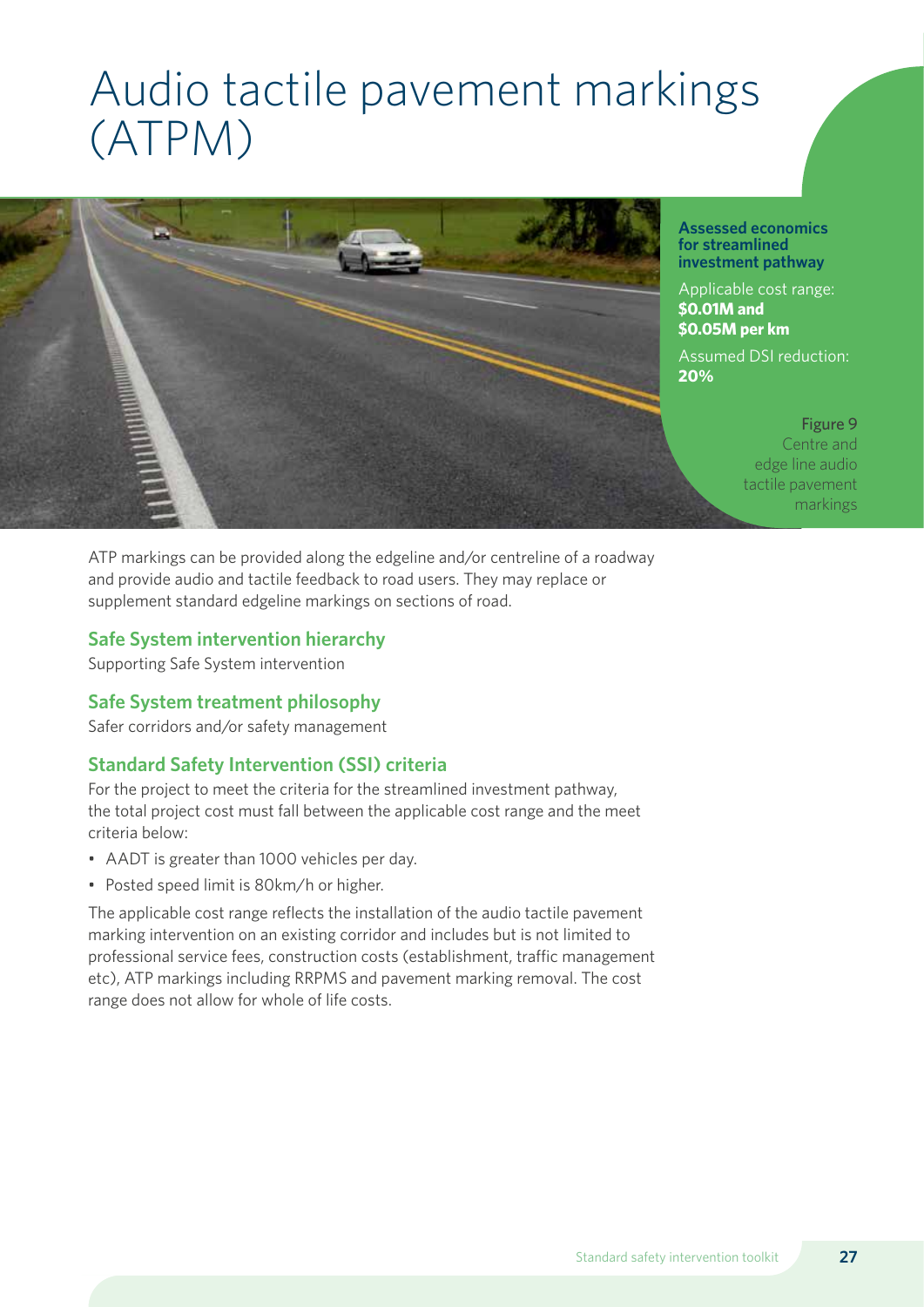# Audio tactile pavement markings (ATPM)

**Assessed economics for streamlined investment pathway**

Applicable cost range: **$0.01M and $0.05M per km**

Assumed DSI reduction: **20%**

Figure 9
Centre and edge line audio tactile pavement markings

ATP markings can be provided along the edgeline and/or centreline of a roadway and provide audio and tactile feedback to road users. They may replace or supplement standard edgeline markings on sections of road.

### Safe System intervention hierarchy

Supporting Safe System intervention

### Safe System treatment philosophy

Safer corridors and/or safety management

### Standard Safety Intervention (SSI) criteria

For the project to meet the criteria for the streamlined investment pathway, the total project cost must fall between the applicable cost range and the meet criteria below:

- AADT is greater than 1000 vehicles per day.
- Posted speed limit is 80km/h or higher.

The applicable cost range reflects the installation of the audio tactile pavement marking intervention on an existing corridor and includes but is not limited to professional service fees, construction costs (establishment, traffic management etc), ATP markings including RRPMS and pavement marking removal. The cost range does not allow for whole of life costs.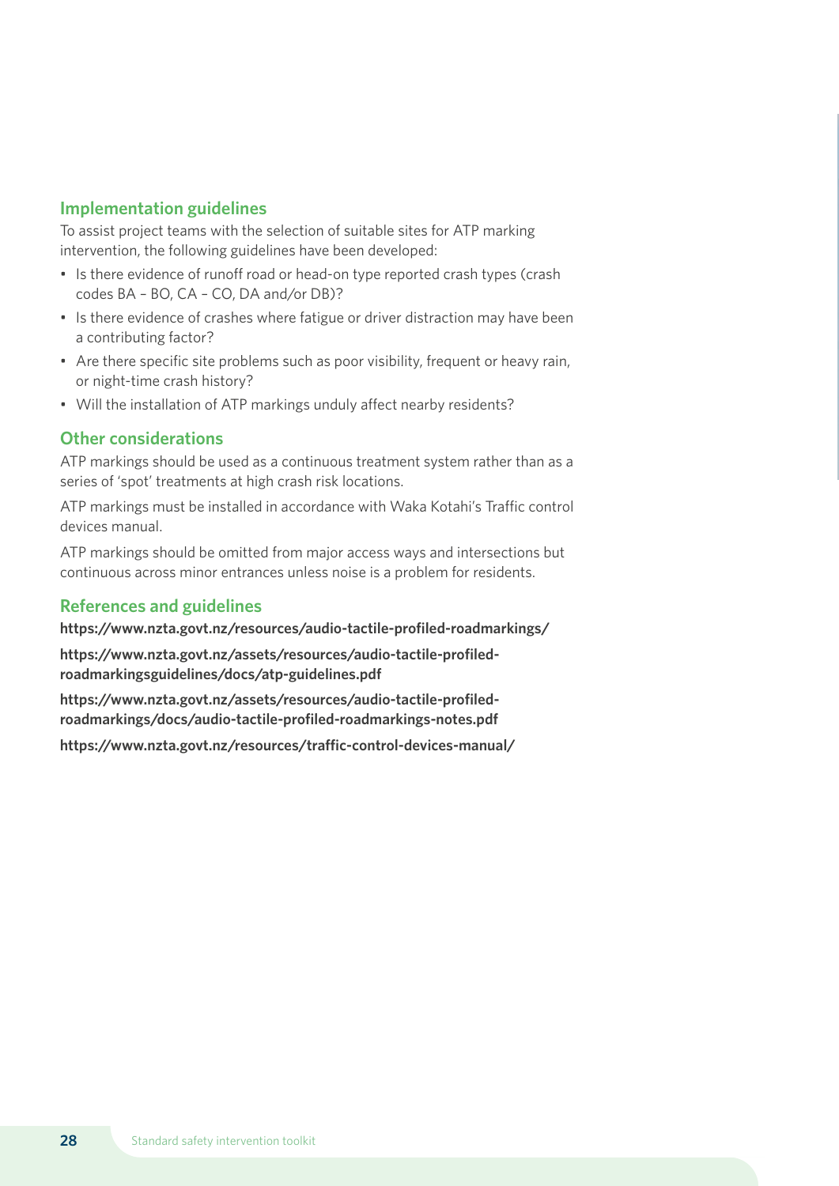## Implementation guidelines

To assist project teams with the selection of suitable sites for ATP marking intervention, the following guidelines have been developed:

- Is there evidence of runoff road or head-on type reported crash types (crash codes BA – BO, CA – CO, DA and/or DB)?
- Is there evidence of crashes where fatigue or driver distraction may have been a contributing factor?
- Are there specific site problems such as poor visibility, frequent or heavy rain, or night-time crash history?
- Will the installation of ATP markings unduly affect nearby residents?

## Other considerations

ATP markings should be used as a continuous treatment system rather than as a series of 'spot' treatments at high crash risk locations.

ATP markings must be installed in accordance with Waka Kotahi's Traffic control devices manual.

ATP markings should be omitted from major access ways and intersections but continuous across minor entrances unless noise is a problem for residents.

## References and guidelines

**https://www.nzta.govt.nz/resources/audio-tactile-profiled-roadmarkings/**

**https://www.nzta.govt.nz/assets/resources/audio-tactile-profiled-roadmarkingsguidelines/docs/atp-guidelines.pdf**

**https://www.nzta.govt.nz/assets/resources/audio-tactile-profiled-roadmarkings/docs/audio-tactile-profiled-roadmarkings-notes.pdf**

**https://www.nzta.govt.nz/resources/traffic-control-devices-manual/**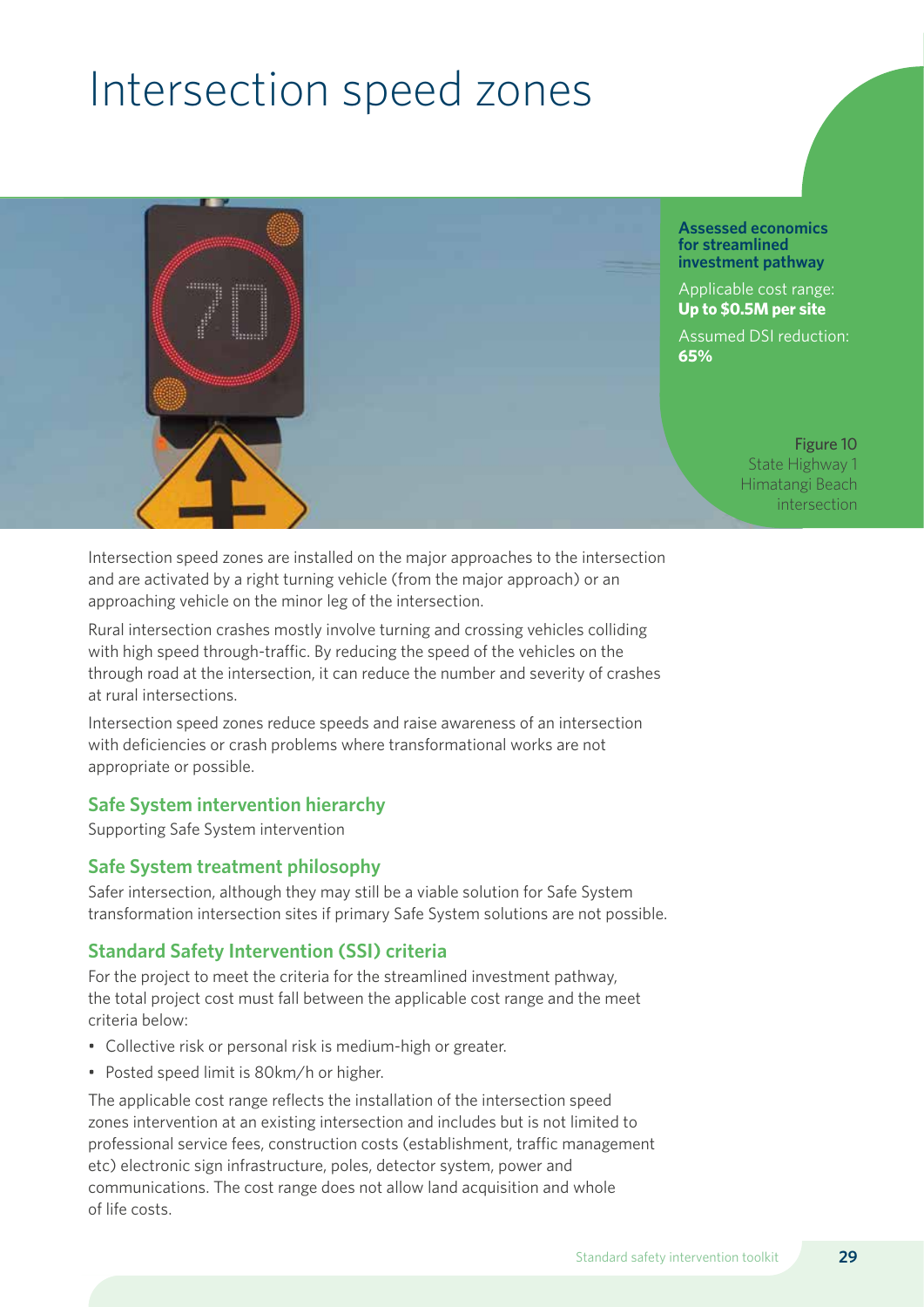# Intersection speed zones

**Assessed economics for streamlined investment pathway**

Applicable cost range: **Up to $0.5M per site**

Assumed DSI reduction: **65%**

Figure 10
State Highway 1 Himatangi Beach intersection

Intersection speed zones are installed on the major approaches to the intersection and are activated by a right turning vehicle (from the major approach) or an approaching vehicle on the minor leg of the intersection.

Rural intersection crashes mostly involve turning and crossing vehicles colliding with high speed through-traffic. By reducing the speed of the vehicles on the through road at the intersection, it can reduce the number and severity of crashes at rural intersections.

Intersection speed zones reduce speeds and raise awareness of an intersection with deficiencies or crash problems where transformational works are not appropriate or possible.

## Safe System intervention hierarchy

Supporting Safe System intervention

## Safe System treatment philosophy

Safer intersection, although they may still be a viable solution for Safe System transformation intersection sites if primary Safe System solutions are not possible.

## Standard Safety Intervention (SSI) criteria

For the project to meet the criteria for the streamlined investment pathway, the total project cost must fall between the applicable cost range and the meet criteria below:

- Collective risk or personal risk is medium-high or greater.
- Posted speed limit is 80km/h or higher.

The applicable cost range reflects the installation of the intersection speed zones intervention at an existing intersection and includes but is not limited to professional service fees, construction costs (establishment, traffic management etc) electronic sign infrastructure, poles, detector system, power and communications. The cost range does not allow land acquisition and whole of life costs.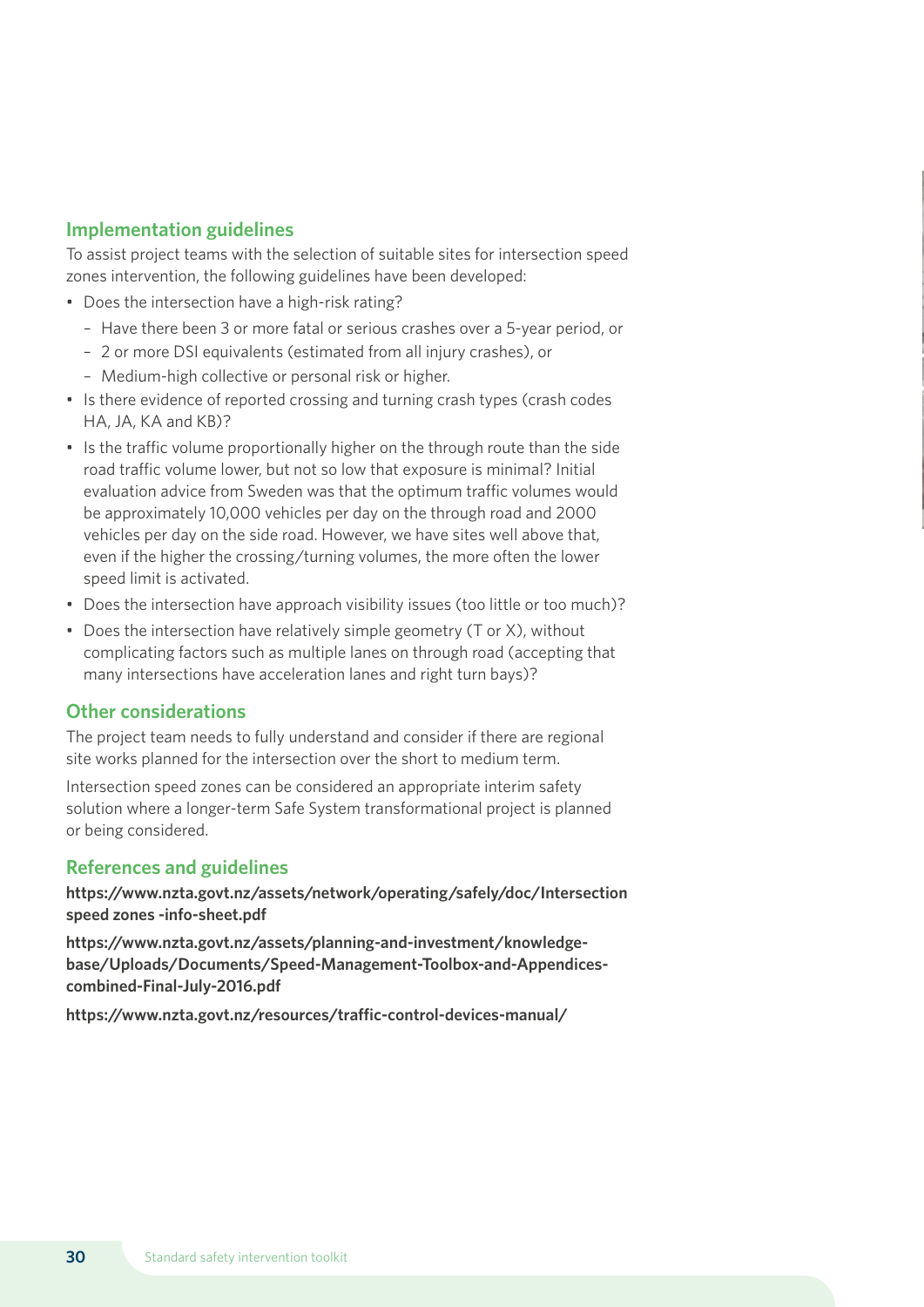## Implementation guidelines

To assist project teams with the selection of suitable sites for intersection speed zones intervention, the following guidelines have been developed:

- Does the intersection have a high-risk rating?
  - Have there been 3 or more fatal or serious crashes over a 5-year period, or
  - 2 or more DSI equivalents (estimated from all injury crashes), or
  - Medium-high collective or personal risk or higher.
- Is there evidence of reported crossing and turning crash types (crash codes HA, JA, KA and KB)?
- Is the traffic volume proportionally higher on the through route than the side road traffic volume lower, but not so low that exposure is minimal? Initial evaluation advice from Sweden was that the optimum traffic volumes would be approximately 10,000 vehicles per day on the through road and 2000 vehicles per day on the side road. However, we have sites well above that, even if the higher the crossing/turning volumes, the more often the lower speed limit is activated.
- Does the intersection have approach visibility issues (too little or too much)?
- Does the intersection have relatively simple geometry (T or X), without complicating factors such as multiple lanes on through road (accepting that many intersections have acceleration lanes and right turn bays)?

## Other considerations

The project team needs to fully understand and consider if there are regional site works planned for the intersection over the short to medium term.

Intersection speed zones can be considered an appropriate interim safety solution where a longer-term Safe System transformational project is planned or being considered.

## References and guidelines

**https://www.nzta.govt.nz/assets/network/operating/safely/doc/Intersection speed zones -info-sheet.pdf**

**https://www.nzta.govt.nz/assets/planning-and-investment/knowledge-base/Uploads/Documents/Speed-Management-Toolbox-and-Appendices-combined-Final-July-2016.pdf**

**https://www.nzta.govt.nz/resources/traffic-control-devices-manual/**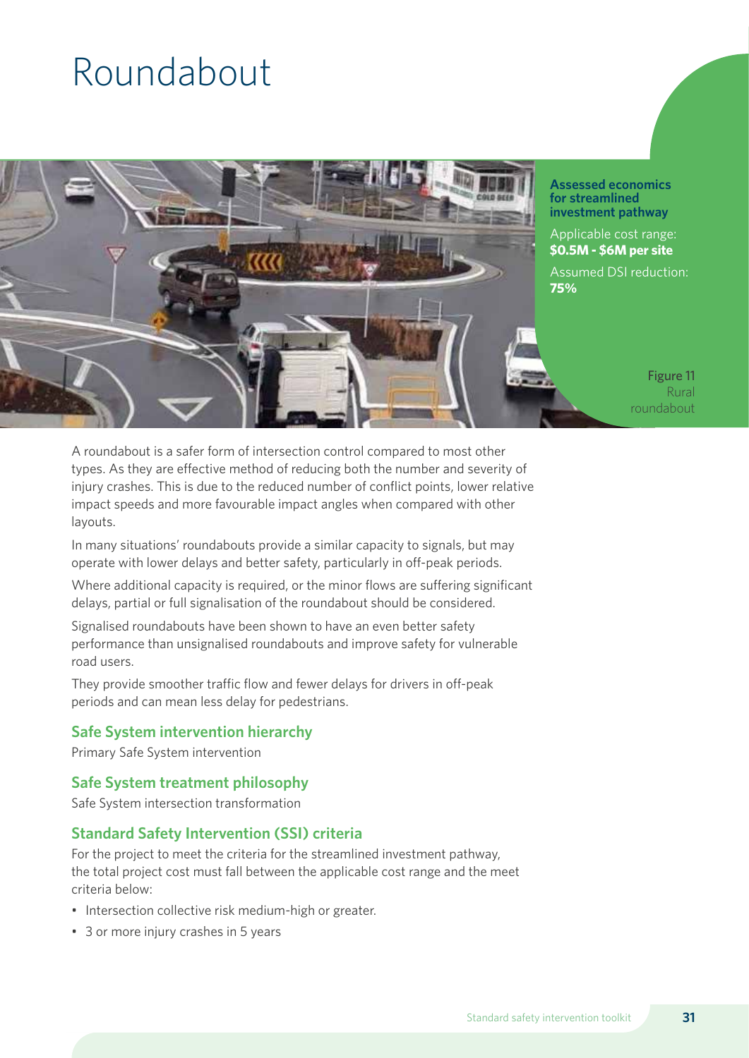# Roundabout

**Assessed economics for streamlined investment pathway**

Applicable cost range: **$0.5M - $6M per site**

Assumed DSI reduction: **75%**

Figure 11 Rural roundabout

A roundabout is a safer form of intersection control compared to most other types. As they are effective method of reducing both the number and severity of injury crashes. This is due to the reduced number of conflict points, lower relative impact speeds and more favourable impact angles when compared with other layouts.

In many situations' roundabouts provide a similar capacity to signals, but may operate with lower delays and better safety, particularly in off-peak periods.

Where additional capacity is required, or the minor flows are suffering significant delays, partial or full signalisation of the roundabout should be considered.

Signalised roundabouts have been shown to have an even better safety performance than unsignalised roundabouts and improve safety for vulnerable road users.

They provide smoother traffic flow and fewer delays for drivers in off-peak periods and can mean less delay for pedestrians.

### Safe System intervention hierarchy

Primary Safe System intervention

### Safe System treatment philosophy

Safe System intersection transformation

### Standard Safety Intervention (SSI) criteria

For the project to meet the criteria for the streamlined investment pathway, the total project cost must fall between the applicable cost range and the meet criteria below:

- Intersection collective risk medium-high or greater.
- 3 or more injury crashes in 5 years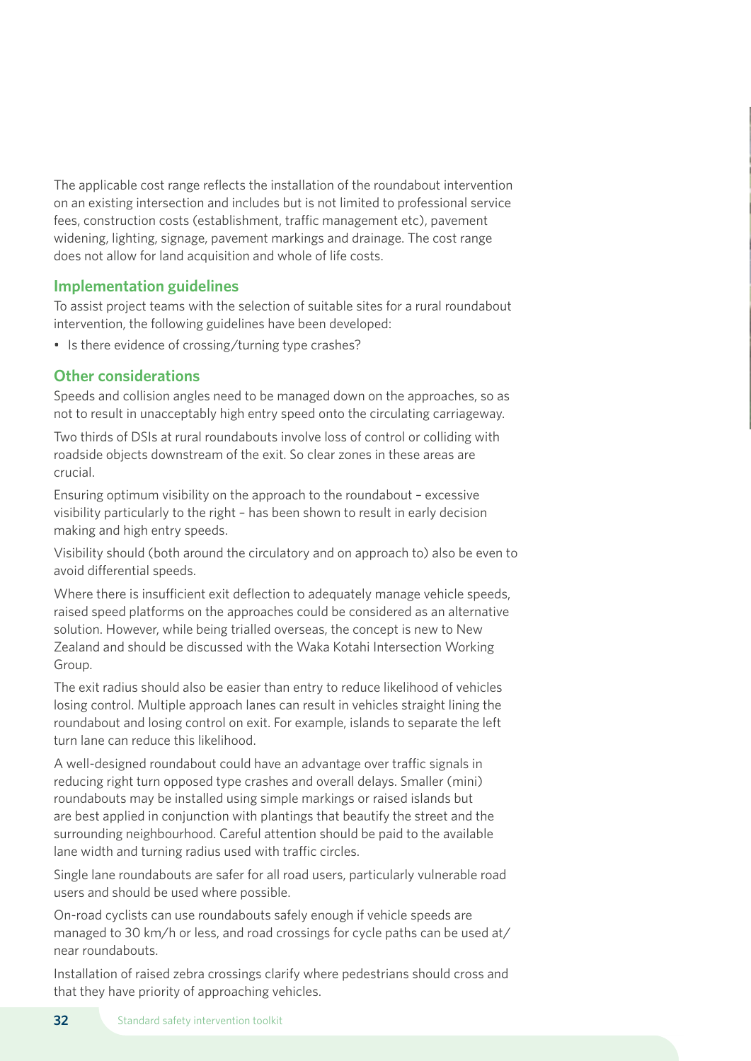The applicable cost range reflects the installation of the roundabout intervention on an existing intersection and includes but is not limited to professional service fees, construction costs (establishment, traffic management etc), pavement widening, lighting, signage, pavement markings and drainage. The cost range does not allow for land acquisition and whole of life costs.

### Implementation guidelines

To assist project teams with the selection of suitable sites for a rural roundabout intervention, the following guidelines have been developed:

- Is there evidence of crossing/turning type crashes?

### Other considerations

Speeds and collision angles need to be managed down on the approaches, so as not to result in unacceptably high entry speed onto the circulating carriageway.

Two thirds of DSIs at rural roundabouts involve loss of control or colliding with roadside objects downstream of the exit. So clear zones in these areas are crucial.

Ensuring optimum visibility on the approach to the roundabout – excessive visibility particularly to the right – has been shown to result in early decision making and high entry speeds.

Visibility should (both around the circulatory and on approach to) also be even to avoid differential speeds.

Where there is insufficient exit deflection to adequately manage vehicle speeds, raised speed platforms on the approaches could be considered as an alternative solution. However, while being trialled overseas, the concept is new to New Zealand and should be discussed with the Waka Kotahi Intersection Working Group.

The exit radius should also be easier than entry to reduce likelihood of vehicles losing control. Multiple approach lanes can result in vehicles straight lining the roundabout and losing control on exit. For example, islands to separate the left turn lane can reduce this likelihood.

A well-designed roundabout could have an advantage over traffic signals in reducing right turn opposed type crashes and overall delays. Smaller (mini) roundabouts may be installed using simple markings or raised islands but are best applied in conjunction with plantings that beautify the street and the surrounding neighbourhood. Careful attention should be paid to the available lane width and turning radius used with traffic circles.

Single lane roundabouts are safer for all road users, particularly vulnerable road users and should be used where possible.

On-road cyclists can use roundabouts safely enough if vehicle speeds are managed to 30 km/h or less, and road crossings for cycle paths can be used at/near roundabouts.

Installation of raised zebra crossings clarify where pedestrians should cross and that they have priority of approaching vehicles.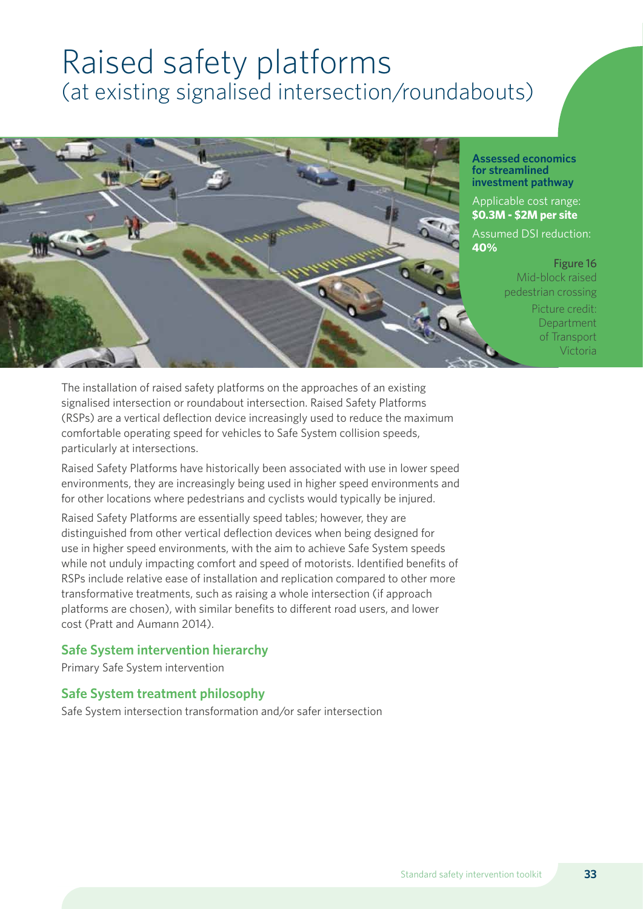# Raised safety platforms
(at existing signalised intersection/roundabouts)

**Assessed economics for streamlined investment pathway**

Applicable cost range: **$0.3M - $2M per site**

Assumed DSI reduction: **40%**

Figure 16
Mid-block raised pedestrian crossing
Picture credit: Department of Transport Victoria

The installation of raised safety platforms on the approaches of an existing signalised intersection or roundabout intersection. Raised Safety Platforms (RSPs) are a vertical deflection device increasingly used to reduce the maximum comfortable operating speed for vehicles to Safe System collision speeds, particularly at intersections.

Raised Safety Platforms have historically been associated with use in lower speed environments, they are increasingly being used in higher speed environments and for other locations where pedestrians and cyclists would typically be injured.

Raised Safety Platforms are essentially speed tables; however, they are distinguished from other vertical deflection devices when being designed for use in higher speed environments, with the aim to achieve Safe System speeds while not unduly impacting comfort and speed of motorists. Identified benefits of RSPs include relative ease of installation and replication compared to other more transformative treatments, such as raising a whole intersection (if approach platforms are chosen), with similar benefits to different road users, and lower cost (Pratt and Aumann 2014).

## Safe System intervention hierarchy

Primary Safe System intervention

## Safe System treatment philosophy

Safe System intersection transformation and/or safer intersection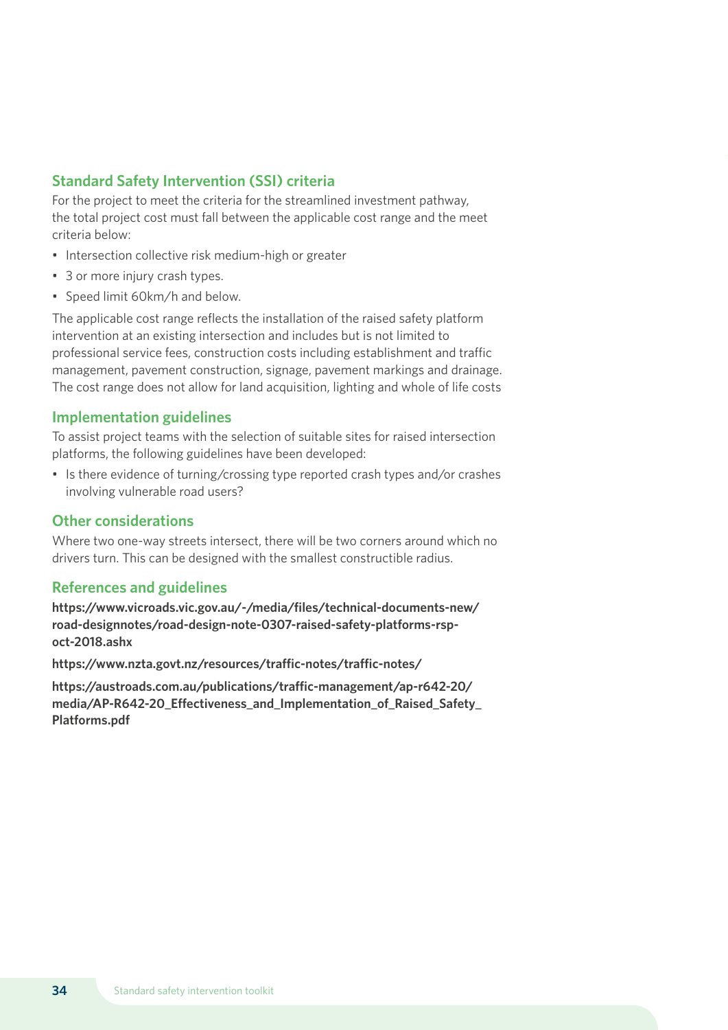## Standard Safety Intervention (SSI) criteria

For the project to meet the criteria for the streamlined investment pathway, the total project cost must fall between the applicable cost range and the meet criteria below:

- Intersection collective risk medium-high or greater
- 3 or more injury crash types.
- Speed limit 60km/h and below.

The applicable cost range reflects the installation of the raised safety platform intervention at an existing intersection and includes but is not limited to professional service fees, construction costs including establishment and traffic management, pavement construction, signage, pavement markings and drainage. The cost range does not allow for land acquisition, lighting and whole of life costs

## Implementation guidelines

To assist project teams with the selection of suitable sites for raised intersection platforms, the following guidelines have been developed:

- Is there evidence of turning/crossing type reported crash types and/or crashes involving vulnerable road users?

## Other considerations

Where two one-way streets intersect, there will be two corners around which no drivers turn. This can be designed with the smallest constructible radius.

## References and guidelines

**https://www.vicroads.vic.gov.au/-/media/files/technical-documents-new/road-designnotes/road-design-note-0307-raised-safety-platforms-rsp-oct-2018.ashx**

**https://www.nzta.govt.nz/resources/traffic-notes/traffic-notes/**

**https://austroads.com.au/publications/traffic-management/ap-r642-20/media/AP-R642-20_Effectiveness_and_Implementation_of_Raised_Safety_Platforms.pdf**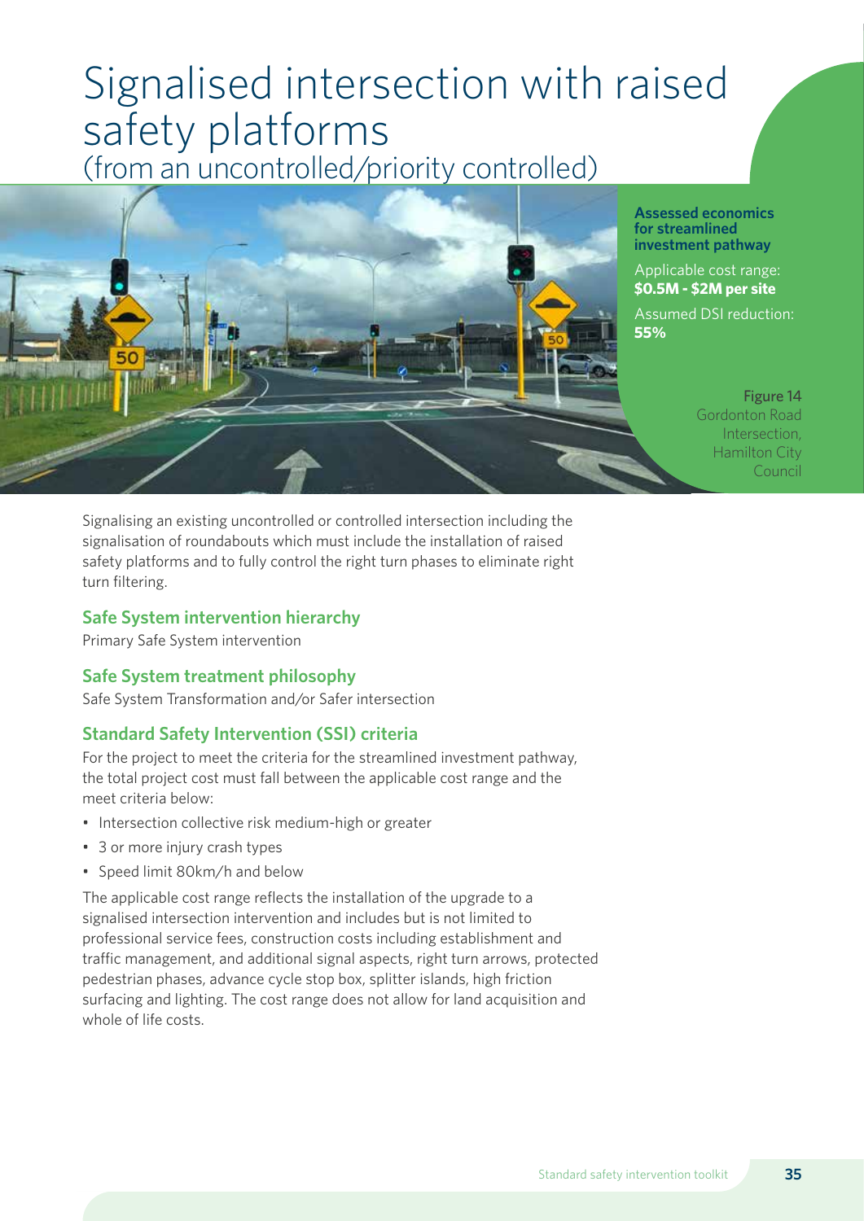# Signalised intersection with raised safety platforms
(from an uncontrolled/priority controlled)

**Assessed economics for streamlined investment pathway**

Applicable cost range:
**$0.5M - $2M per site**

Assumed DSI reduction:
**55%**

Figure 14
Gordonton Road Intersection, Hamilton City Council

Signalising an existing uncontrolled or controlled intersection including the signalisation of roundabouts which must include the installation of raised safety platforms and to fully control the right turn phases to eliminate right turn filtering.

## Safe System intervention hierarchy

Primary Safe System intervention

## Safe System treatment philosophy

Safe System Transformation and/or Safer intersection

## Standard Safety Intervention (SSI) criteria

For the project to meet the criteria for the streamlined investment pathway, the total project cost must fall between the applicable cost range and the meet criteria below:

- Intersection collective risk medium-high or greater
- 3 or more injury crash types
- Speed limit 80km/h and below

The applicable cost range reflects the installation of the upgrade to a signalised intersection intervention and includes but is not limited to professional service fees, construction costs including establishment and traffic management, and additional signal aspects, right turn arrows, protected pedestrian phases, advance cycle stop box, splitter islands, high friction surfacing and lighting. The cost range does not allow for land acquisition and whole of life costs.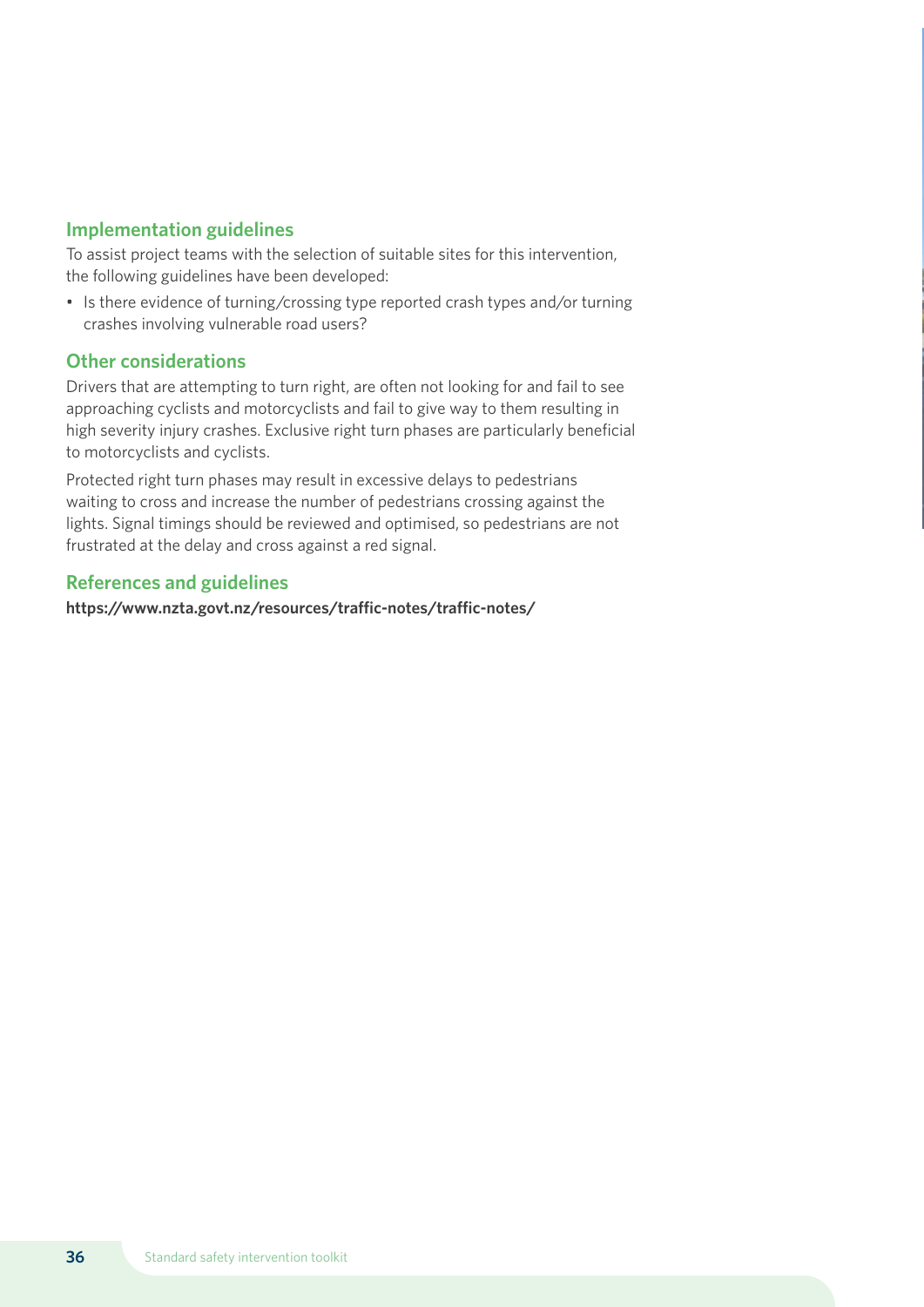## Implementation guidelines

To assist project teams with the selection of suitable sites for this intervention, the following guidelines have been developed:

- Is there evidence of turning/crossing type reported crash types and/or turning crashes involving vulnerable road users?

## Other considerations

Drivers that are attempting to turn right, are often not looking for and fail to see approaching cyclists and motorcyclists and fail to give way to them resulting in high severity injury crashes. Exclusive right turn phases are particularly beneficial to motorcyclists and cyclists.

Protected right turn phases may result in excessive delays to pedestrians waiting to cross and increase the number of pedestrians crossing against the lights. Signal timings should be reviewed and optimised, so pedestrians are not frustrated at the delay and cross against a red signal.

## References and guidelines

**https://www.nzta.govt.nz/resources/traffic-notes/traffic-notes/**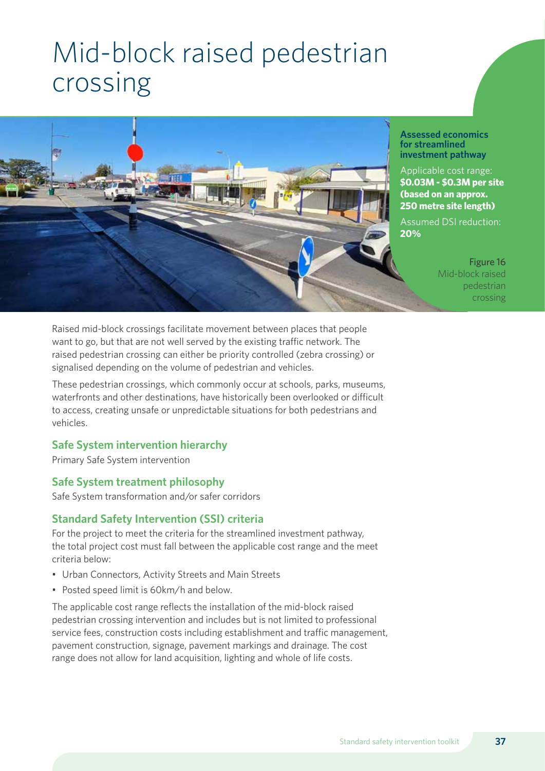# Mid-block raised pedestrian crossing

**Assessed economics for streamlined investment pathway**

Applicable cost range: **$0.03M - $0.3M per site (based on an approx. 250 metre site length)**

Assumed DSI reduction: **20%**

Figure 16 Mid-block raised pedestrian crossing

Raised mid-block crossings facilitate movement between places that people want to go, but that are not well served by the existing traffic network. The raised pedestrian crossing can either be priority controlled (zebra crossing) or signalised depending on the volume of pedestrian and vehicles.

These pedestrian crossings, which commonly occur at schools, parks, museums, waterfronts and other destinations, have historically been overlooked or difficult to access, creating unsafe or unpredictable situations for both pedestrians and vehicles.

### Safe System intervention hierarchy

Primary Safe System intervention

### Safe System treatment philosophy

Safe System transformation and/or safer corridors

### Standard Safety Intervention (SSI) criteria

For the project to meet the criteria for the streamlined investment pathway, the total project cost must fall between the applicable cost range and the meet criteria below:

- Urban Connectors, Activity Streets and Main Streets
- Posted speed limit is 60km/h and below.

The applicable cost range reflects the installation of the mid-block raised pedestrian crossing intervention and includes but is not limited to professional service fees, construction costs including establishment and traffic management, pavement construction, signage, pavement markings and drainage. The cost range does not allow for land acquisition, lighting and whole of life costs.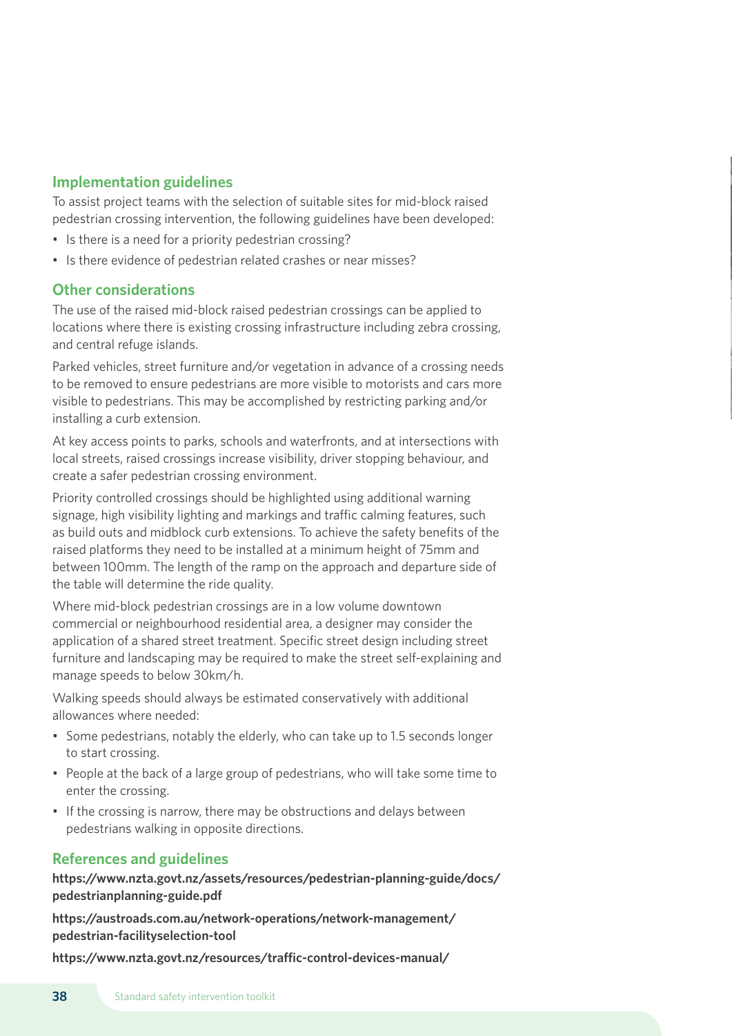## Implementation guidelines

To assist project teams with the selection of suitable sites for mid-block raised pedestrian crossing intervention, the following guidelines have been developed:

- Is there is a need for a priority pedestrian crossing?
- Is there evidence of pedestrian related crashes or near misses?

## Other considerations

The use of the raised mid-block raised pedestrian crossings can be applied to locations where there is existing crossing infrastructure including zebra crossing, and central refuge islands.

Parked vehicles, street furniture and/or vegetation in advance of a crossing needs to be removed to ensure pedestrians are more visible to motorists and cars more visible to pedestrians. This may be accomplished by restricting parking and/or installing a curb extension.

At key access points to parks, schools and waterfronts, and at intersections with local streets, raised crossings increase visibility, driver stopping behaviour, and create a safer pedestrian crossing environment.

Priority controlled crossings should be highlighted using additional warning signage, high visibility lighting and markings and traffic calming features, such as build outs and midblock curb extensions. To achieve the safety benefits of the raised platforms they need to be installed at a minimum height of 75mm and between 100mm. The length of the ramp on the approach and departure side of the table will determine the ride quality.

Where mid-block pedestrian crossings are in a low volume downtown commercial or neighbourhood residential area, a designer may consider the application of a shared street treatment. Specific street design including street furniture and landscaping may be required to make the street self-explaining and manage speeds to below 30km/h.

Walking speeds should always be estimated conservatively with additional allowances where needed:

- Some pedestrians, notably the elderly, who can take up to 1.5 seconds longer to start crossing.
- People at the back of a large group of pedestrians, who will take some time to enter the crossing.
- If the crossing is narrow, there may be obstructions and delays between pedestrians walking in opposite directions.

## References and guidelines

**https://www.nzta.govt.nz/assets/resources/pedestrian-planning-guide/docs/pedestrianplanning-guide.pdf**

**https://austroads.com.au/network-operations/network-management/pedestrian-facilityselection-tool**

**https://www.nzta.govt.nz/resources/traffic-control-devices-manual/**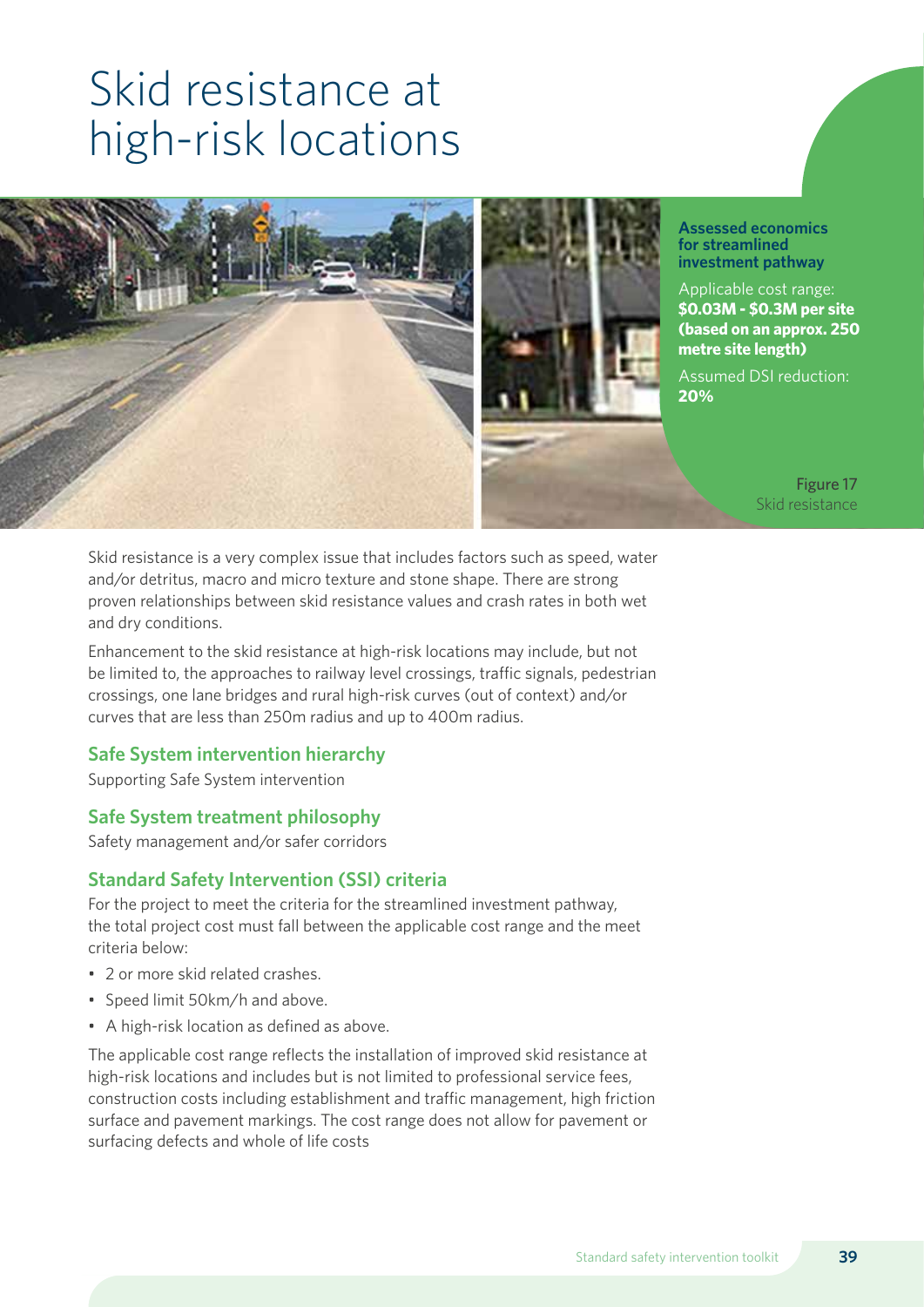# Skid resistance at high-risk locations

**Assessed economics for streamlined investment pathway**

Applicable cost range: **$0.03M - $0.3M per site (based on an approx. 250 metre site length)**

Assumed DSI reduction: **20%**

Figure 17
Skid resistance

Skid resistance is a very complex issue that includes factors such as speed, water and/or detritus, macro and micro texture and stone shape. There are strong proven relationships between skid resistance values and crash rates in both wet and dry conditions.

Enhancement to the skid resistance at high-risk locations may include, but not be limited to, the approaches to railway level crossings, traffic signals, pedestrian crossings, one lane bridges and rural high-risk curves (out of context) and/or curves that are less than 250m radius and up to 400m radius.

## Safe System intervention hierarchy

Supporting Safe System intervention

## Safe System treatment philosophy

Safety management and/or safer corridors

## Standard Safety Intervention (SSI) criteria

For the project to meet the criteria for the streamlined investment pathway, the total project cost must fall between the applicable cost range and the meet criteria below:

- 2 or more skid related crashes.
- Speed limit 50km/h and above.
- A high-risk location as defined as above.

The applicable cost range reflects the installation of improved skid resistance at high-risk locations and includes but is not limited to professional service fees, construction costs including establishment and traffic management, high friction surface and pavement markings. The cost range does not allow for pavement or surfacing defects and whole of life costs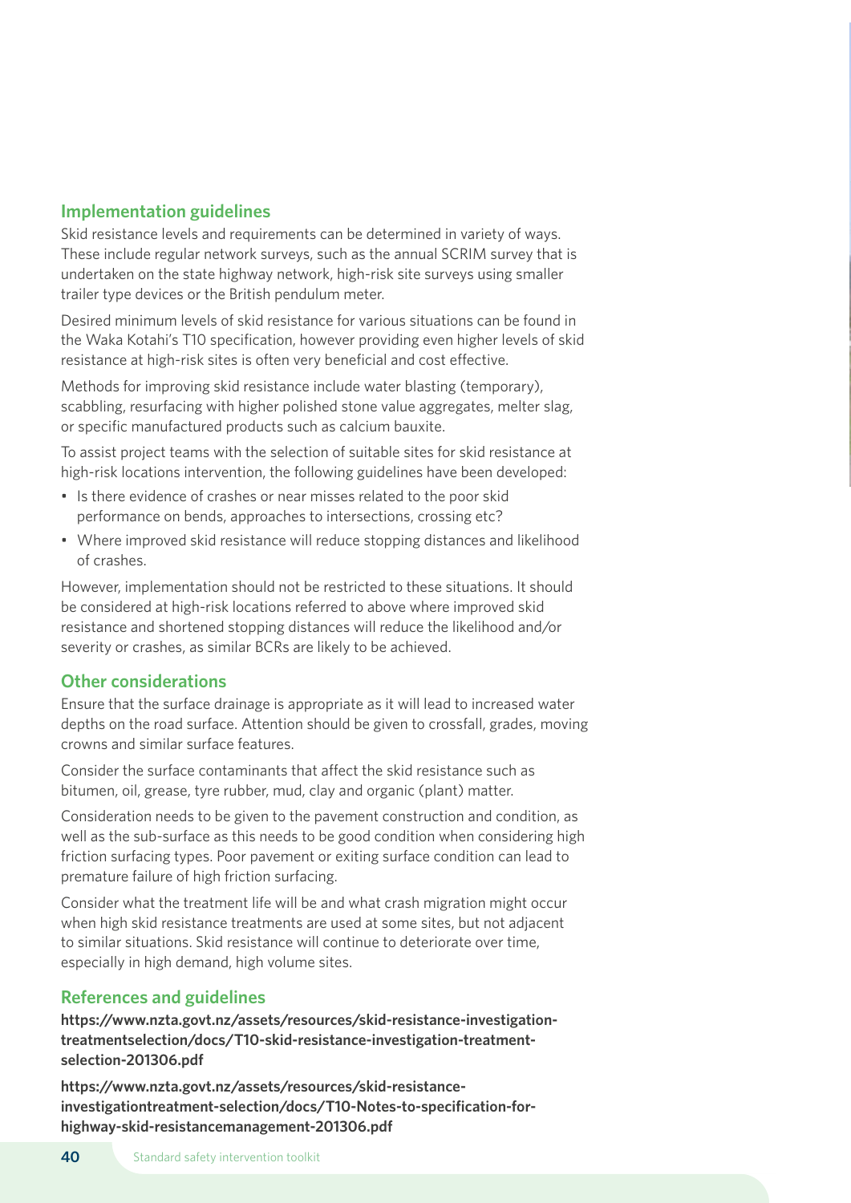## Implementation guidelines

Skid resistance levels and requirements can be determined in variety of ways. These include regular network surveys, such as the annual SCRIM survey that is undertaken on the state highway network, high-risk site surveys using smaller trailer type devices or the British pendulum meter.

Desired minimum levels of skid resistance for various situations can be found in the Waka Kotahi's T10 specification, however providing even higher levels of skid resistance at high-risk sites is often very beneficial and cost effective.

Methods for improving skid resistance include water blasting (temporary), scabbling, resurfacing with higher polished stone value aggregates, melter slag, or specific manufactured products such as calcium bauxite.

To assist project teams with the selection of suitable sites for skid resistance at high-risk locations intervention, the following guidelines have been developed:

- Is there evidence of crashes or near misses related to the poor skid performance on bends, approaches to intersections, crossing etc?
- Where improved skid resistance will reduce stopping distances and likelihood of crashes.

However, implementation should not be restricted to these situations. It should be considered at high-risk locations referred to above where improved skid resistance and shortened stopping distances will reduce the likelihood and/or severity or crashes, as similar BCRs are likely to be achieved.

## Other considerations

Ensure that the surface drainage is appropriate as it will lead to increased water depths on the road surface. Attention should be given to crossfall, grades, moving crowns and similar surface features.

Consider the surface contaminants that affect the skid resistance such as bitumen, oil, grease, tyre rubber, mud, clay and organic (plant) matter.

Consideration needs to be given to the pavement construction and condition, as well as the sub-surface as this needs to be good condition when considering high friction surfacing types. Poor pavement or exiting surface condition can lead to premature failure of high friction surfacing.

Consider what the treatment life will be and what crash migration might occur when high skid resistance treatments are used at some sites, but not adjacent to similar situations. Skid resistance will continue to deteriorate over time, especially in high demand, high volume sites.

## References and guidelines

**https://www.nzta.govt.nz/assets/resources/skid-resistance-investigation-treatmentselection/docs/T10-skid-resistance-investigation-treatment-selection-201306.pdf**

**https://www.nzta.govt.nz/assets/resources/skid-resistance-investigationtreatment-selection/docs/T10-Notes-to-specification-for-highway-skid-resistancemanagement-201306.pdf**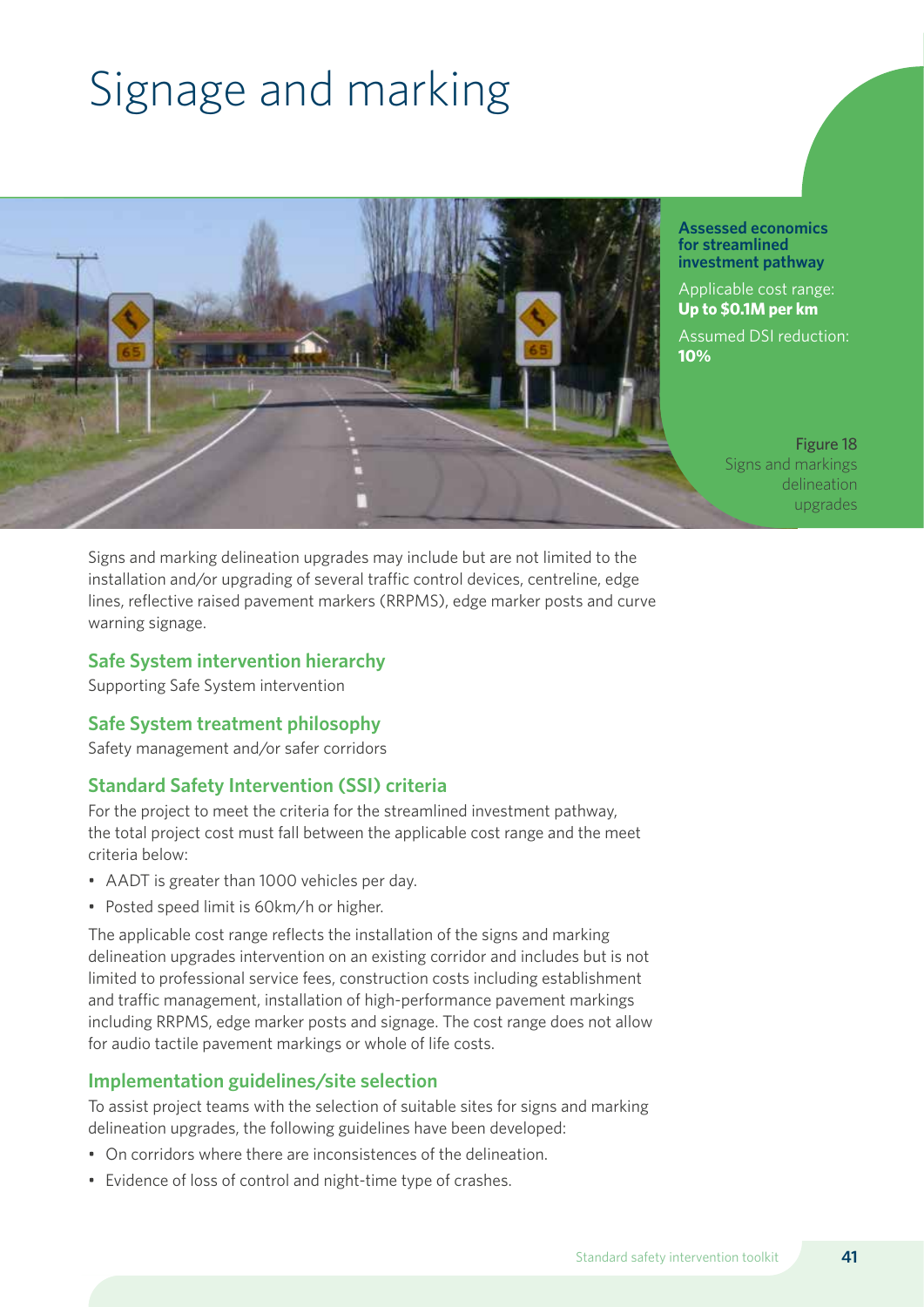# Signage and marking

**Assessed economics for streamlined investment pathway**

Applicable cost range: **Up to $0.1M per km**

Assumed DSI reduction: **10%**

Figure 18
Signs and markings delineation upgrades

Signs and marking delineation upgrades may include but are not limited to the installation and/or upgrading of several traffic control devices, centreline, edge lines, reflective raised pavement markers (RRPMS), edge marker posts and curve warning signage.

## Safe System intervention hierarchy

Supporting Safe System intervention

## Safe System treatment philosophy

Safety management and/or safer corridors

## Standard Safety Intervention (SSI) criteria

For the project to meet the criteria for the streamlined investment pathway, the total project cost must fall between the applicable cost range and the meet criteria below:

- AADT is greater than 1000 vehicles per day.
- Posted speed limit is 60km/h or higher.

The applicable cost range reflects the installation of the signs and marking delineation upgrades intervention on an existing corridor and includes but is not limited to professional service fees, construction costs including establishment and traffic management, installation of high-performance pavement markings including RRPMS, edge marker posts and signage. The cost range does not allow for audio tactile pavement markings or whole of life costs.

## Implementation guidelines/site selection

To assist project teams with the selection of suitable sites for signs and marking delineation upgrades, the following guidelines have been developed:

- On corridors where there are inconsistences of the delineation.
- Evidence of loss of control and night-time type of crashes.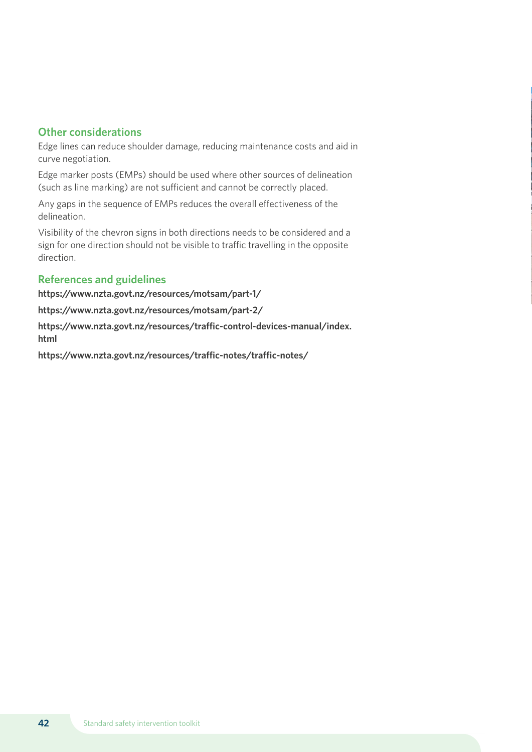### Other considerations

Edge lines can reduce shoulder damage, reducing maintenance costs and aid in curve negotiation.

Edge marker posts (EMPs) should be used where other sources of delineation (such as line marking) are not sufficient and cannot be correctly placed.

Any gaps in the sequence of EMPs reduces the overall effectiveness of the delineation.

Visibility of the chevron signs in both directions needs to be considered and a sign for one direction should not be visible to traffic travelling in the opposite direction.

### References and guidelines

**https://www.nzta.govt.nz/resources/motsam/part-1/**

**https://www.nzta.govt.nz/resources/motsam/part-2/**

**https://www.nzta.govt.nz/resources/traffic-control-devices-manual/index.html**

**https://www.nzta.govt.nz/resources/traffic-notes/traffic-notes/**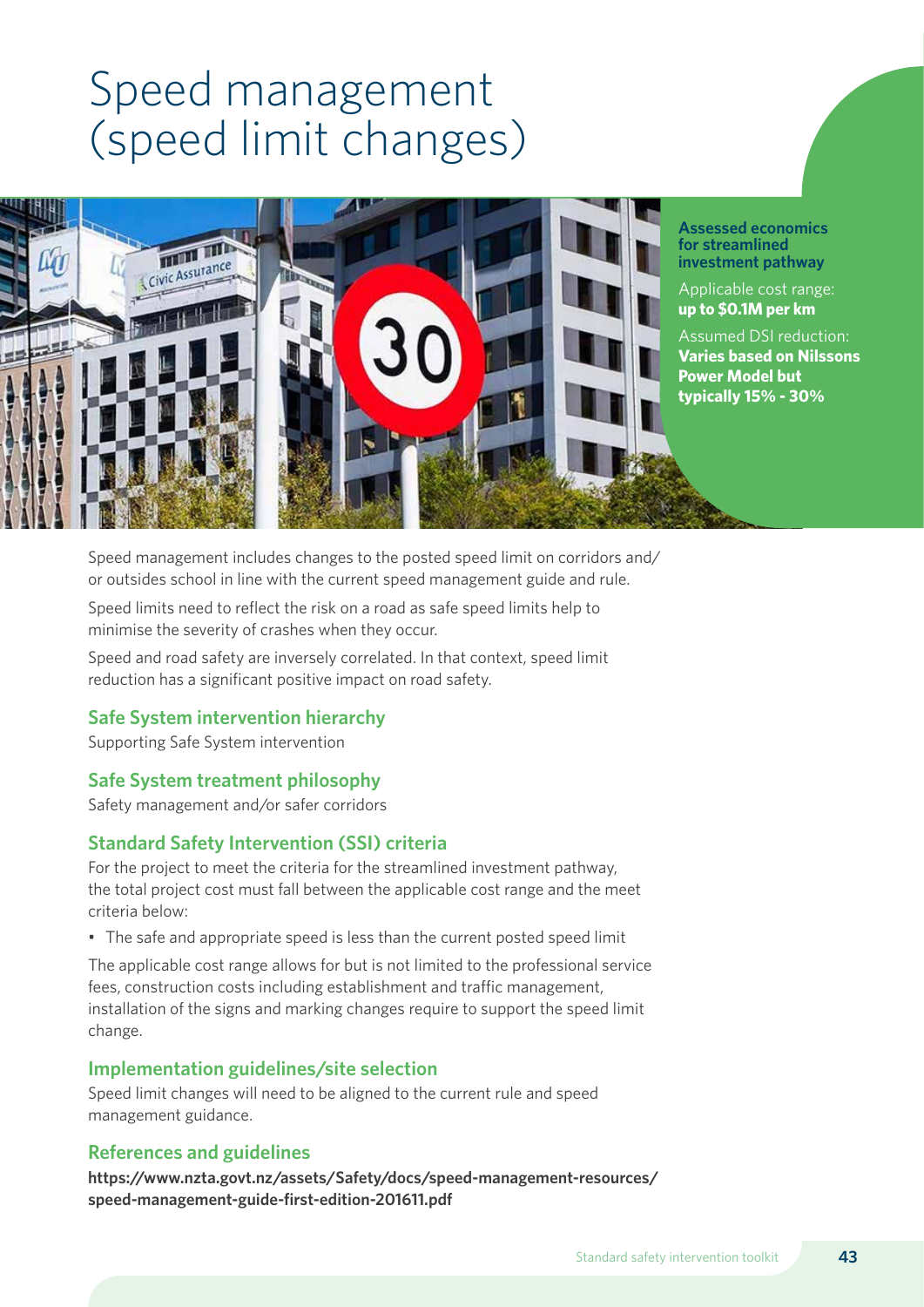# Speed management (speed limit changes)

**Assessed economics for streamlined investment pathway**

Applicable cost range: **up to $0.1M per km**

Assumed DSI reduction: **Varies based on Nilssons Power Model but typically 15% - 30%**

Speed management includes changes to the posted speed limit on corridors and/or outsides school in line with the current speed management guide and rule.

Speed limits need to reflect the risk on a road as safe speed limits help to minimise the severity of crashes when they occur.

Speed and road safety are inversely correlated. In that context, speed limit reduction has a significant positive impact on road safety.

## Safe System intervention hierarchy

Supporting Safe System intervention

## Safe System treatment philosophy

Safety management and/or safer corridors

## Standard Safety Intervention (SSI) criteria

For the project to meet the criteria for the streamlined investment pathway, the total project cost must fall between the applicable cost range and the meet criteria below:

- The safe and appropriate speed is less than the current posted speed limit

The applicable cost range allows for but is not limited to the professional service fees, construction costs including establishment and traffic management, installation of the signs and marking changes require to support the speed limit change.

## Implementation guidelines/site selection

Speed limit changes will need to be aligned to the current rule and speed management guidance.

## References and guidelines

**https://www.nzta.govt.nz/assets/Safety/docs/speed-management-resources/speed-management-guide-first-edition-201611.pdf**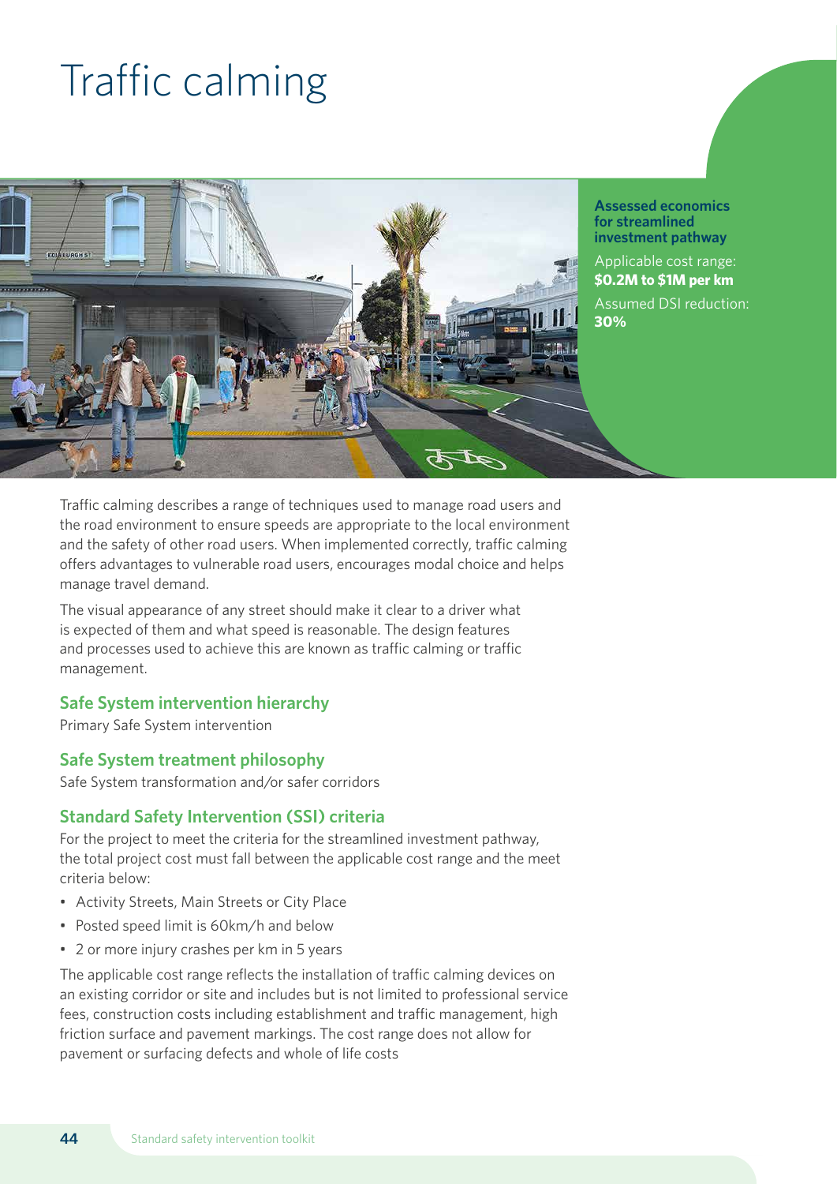# Traffic calming

**Assessed economics for streamlined investment pathway**

Applicable cost range: **$0.2M to $1M per km**

Assumed DSI reduction: **30%**

Traffic calming describes a range of techniques used to manage road users and the road environment to ensure speeds are appropriate to the local environment and the safety of other road users. When implemented correctly, traffic calming offers advantages to vulnerable road users, encourages modal choice and helps manage travel demand.

The visual appearance of any street should make it clear to a driver what is expected of them and what speed is reasonable. The design features and processes used to achieve this are known as traffic calming or traffic management.

## Safe System intervention hierarchy

Primary Safe System intervention

## Safe System treatment philosophy

Safe System transformation and/or safer corridors

## Standard Safety Intervention (SSI) criteria

For the project to meet the criteria for the streamlined investment pathway, the total project cost must fall between the applicable cost range and the meet criteria below:

- Activity Streets, Main Streets or City Place
- Posted speed limit is 60km/h and below
- 2 or more injury crashes per km in 5 years

The applicable cost range reflects the installation of traffic calming devices on an existing corridor or site and includes but is not limited to professional service fees, construction costs including establishment and traffic management, high friction surface and pavement markings. The cost range does not allow for pavement or surfacing defects and whole of life costs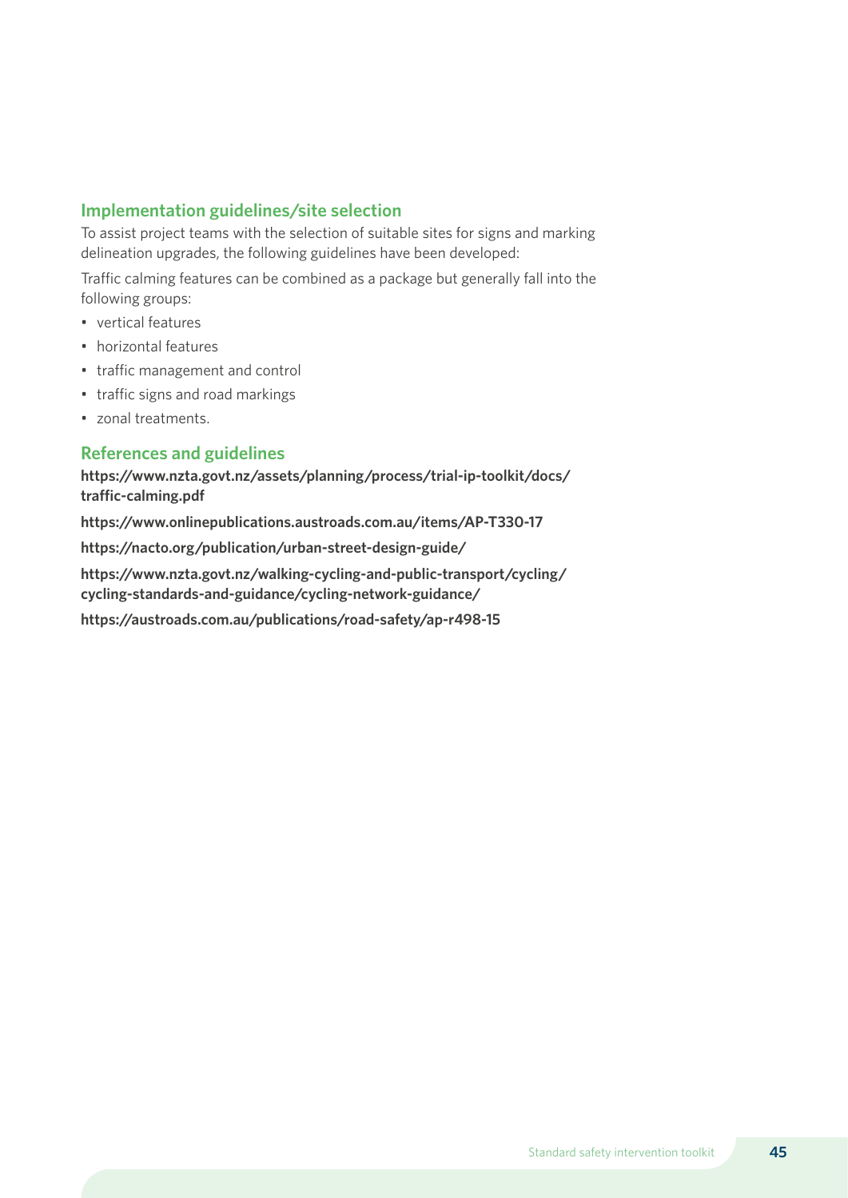## Implementation guidelines/site selection

To assist project teams with the selection of suitable sites for signs and marking delineation upgrades, the following guidelines have been developed:

Traffic calming features can be combined as a package but generally fall into the following groups:

- vertical features
- horizontal features
- traffic management and control
- traffic signs and road markings
- zonal treatments.

## References and guidelines

**https://www.nzta.govt.nz/assets/planning/process/trial-ip-toolkit/docs/traffic-calming.pdf**

**https://www.onlinepublications.austroads.com.au/items/AP-T330-17**

**https://nacto.org/publication/urban-street-design-guide/**

**https://www.nzta.govt.nz/walking-cycling-and-public-transport/cycling/cycling-standards-and-guidance/cycling-network-guidance/**

**https://austroads.com.au/publications/road-safety/ap-r498-15**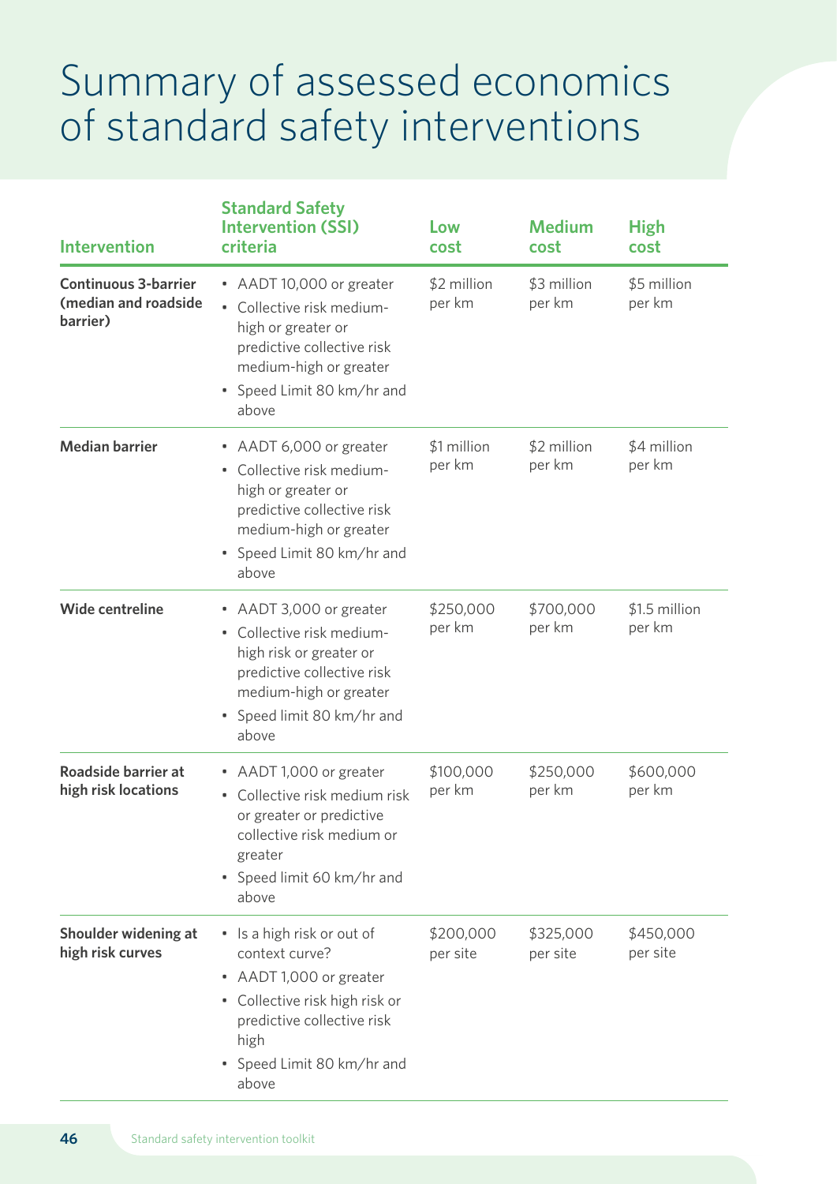# Summary of assessed economics of standard safety interventions

| Intervention | Standard Safety Intervention (SSI) criteria | Low cost | Medium cost | High cost |
|---|---|---|---|---|
| **Continuous 3-barrier (median and roadside barrier)** | • AADT 10,000 or greater<br>• Collective risk medium-high or greater or predictive collective risk medium-high or greater<br>• Speed Limit 80 km/hr and above | $2 million per km | $3 million per km | $5 million per km |
| **Median barrier** | • AADT 6,000 or greater<br>• Collective risk medium-high or greater or predictive collective risk medium-high or greater<br>• Speed Limit 80 km/hr and above | $1 million per km | $2 million per km | $4 million per km |
| **Wide centreline** | • AADT 3,000 or greater<br>• Collective risk medium-high risk or greater or predictive collective risk medium-high or greater<br>• Speed limit 80 km/hr and above | $250,000 per km | $700,000 per km | $1.5 million per km |
| **Roadside barrier at high risk locations** | • AADT 1,000 or greater<br>• Collective risk medium risk or greater or predictive collective risk medium or greater<br>• Speed limit 60 km/hr and above | $100,000 per km | $250,000 per km | $600,000 per km |
| **Shoulder widening at high risk curves** | • Is a high risk or out of context curve?<br>• AADT 1,000 or greater<br>• Collective risk high risk or predictive collective risk high<br>• Speed Limit 80 km/hr and above | $200,000 per site | $325,000 per site | $450,000 per site |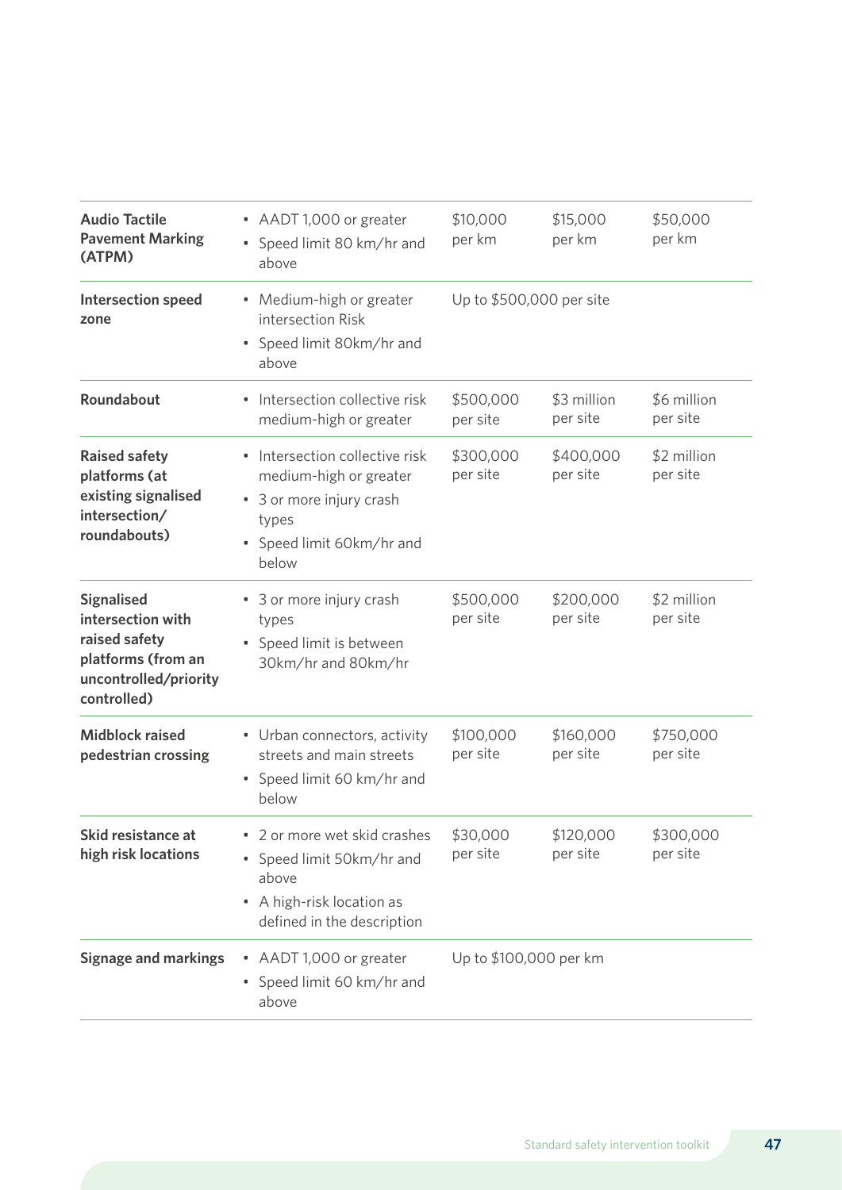| | | | | |
|---|---|---|---|---|
| **Audio Tactile Pavement Marking (ATPM)** | • AADT 1,000 or greater<br>• Speed limit 80 km/hr and above | $10,000 per km | $15,000 per km | $50,000 per km |
| **Intersection speed zone** | • Medium-high or greater intersection Risk<br>• Speed limit 80km/hr and above | Up to $500,000 per site | | |
| **Roundabout** | • Intersection collective risk medium-high or greater | $500,000 per site | $3 million per site | $6 million per site |
| **Raised safety platforms (at existing signalised intersection/ roundabouts)** | • Intersection collective risk medium-high or greater<br>• 3 or more injury crash types<br>• Speed limit 60km/hr and below | $300,000 per site | $400,000 per site | $2 million per site |
| **Signalised intersection with raised safety platforms (from an uncontrolled/priority controlled)** | • 3 or more injury crash types<br>• Speed limit is between 30km/hr and 80km/hr | $500,000 per site | $200,000 per site | $2 million per site |
| **Midblock raised pedestrian crossing** | • Urban connectors, activity streets and main streets<br>• Speed limit 60 km/hr and below | $100,000 per site | $160,000 per site | $750,000 per site |
| **Skid resistance at high risk locations** | • 2 or more wet skid crashes<br>• Speed limit 50km/hr and above<br>• A high-risk location as defined in the description | $30,000 per site | $120,000 per site | $300,000 per site |
| **Signage and markings** | • AADT 1,000 or greater<br>• Speed limit 60 km/hr and above | Up to $100,000 per km | | |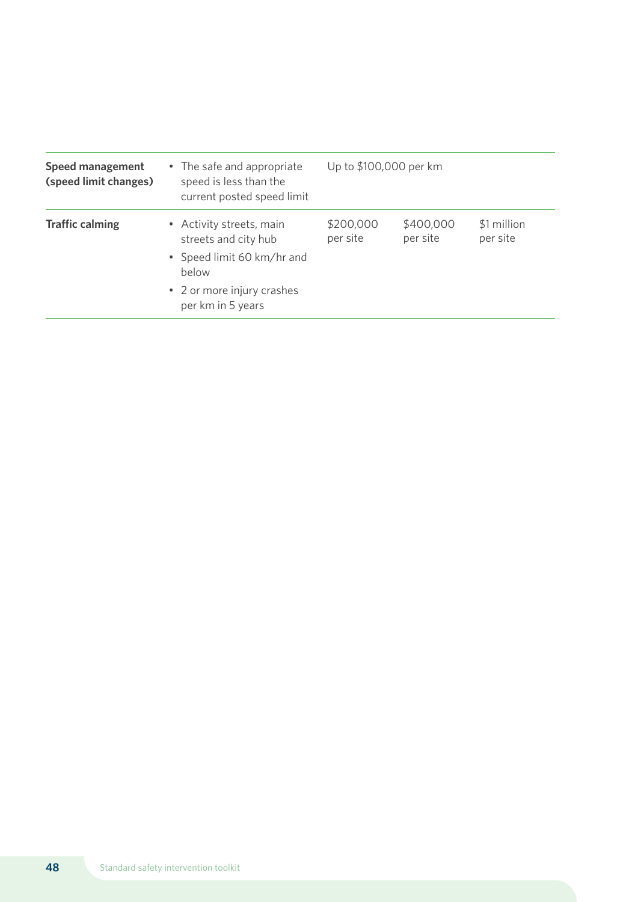| | | | | |
|---|---|---|---|---|
| **Speed management (speed limit changes)** | • The safe and appropriate speed is less than the current posted speed limit | Up to $100,000 per km | | |
| **Traffic calming** | • Activity streets, main streets and city hub<br>• Speed limit 60 km/hr and below<br>• 2 or more injury crashes per km in 5 years | $200,000 per site | $400,000 per site | $1 million per site |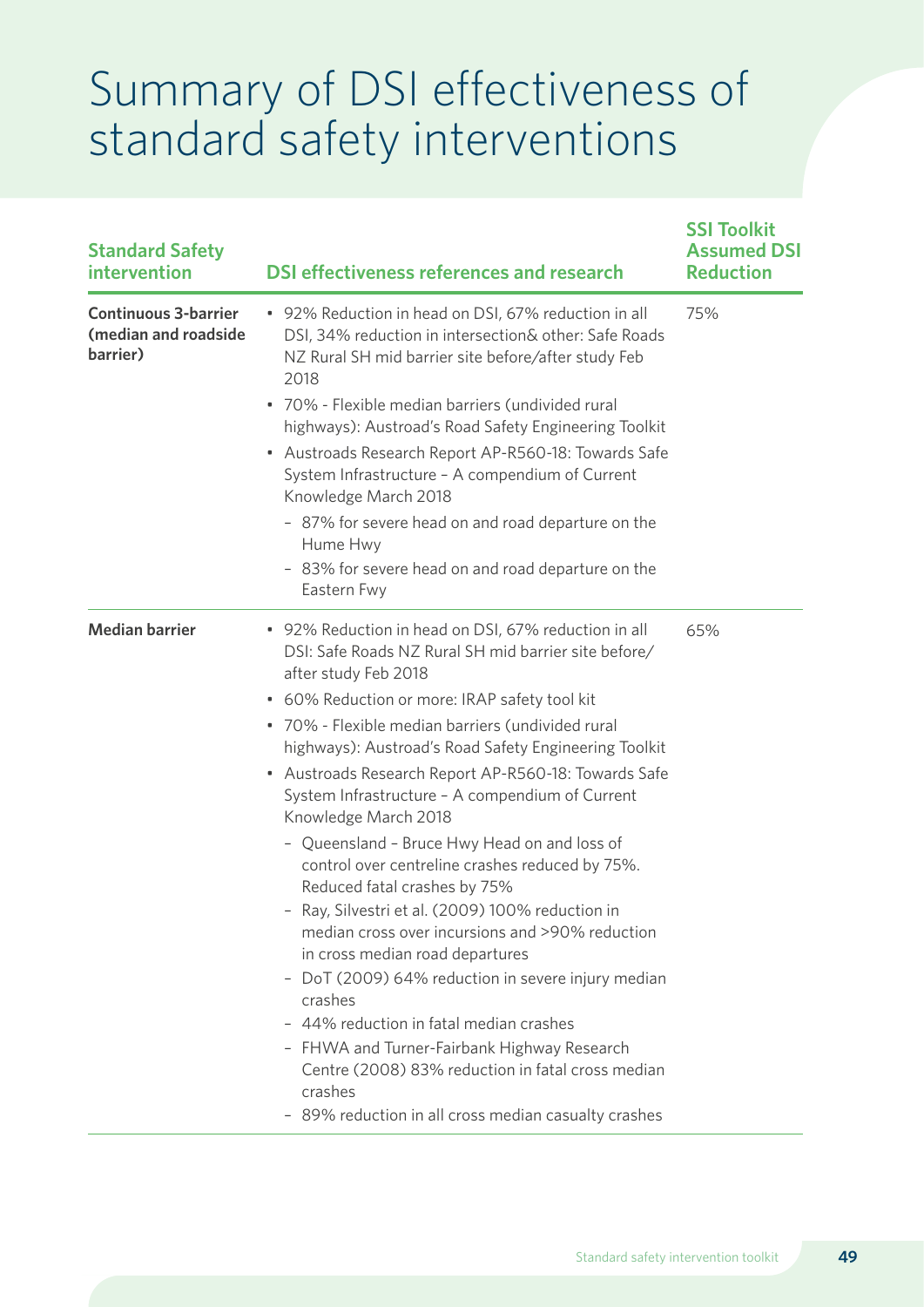# Summary of DSI effectiveness of standard safety interventions

| Standard Safety intervention | DSI effectiveness references and research | SSI Toolkit Assumed DSI Reduction |
|---|---|---|
| **Continuous 3-barrier (median and roadside barrier)** | • 92% Reduction in head on DSI, 67% reduction in all DSI, 34% reduction in intersection& other: Safe Roads NZ Rural SH mid barrier site before/after study Feb 2018<br>• 70% - Flexible median barriers (undivided rural highways): Austroad's Road Safety Engineering Toolkit<br>• Austroads Research Report AP-R560-18: Towards Safe System Infrastructure – A compendium of Current Knowledge March 2018<br>– 87% for severe head on and road departure on the Hume Hwy<br>– 83% for severe head on and road departure on the Eastern Fwy | 75% |
| **Median barrier** | • 92% Reduction in head on DSI, 67% reduction in all DSI: Safe Roads NZ Rural SH mid barrier site before/after study Feb 2018<br>• 60% Reduction or more: IRAP safety tool kit<br>• 70% - Flexible median barriers (undivided rural highways): Austroad's Road Safety Engineering Toolkit<br>• Austroads Research Report AP-R560-18: Towards Safe System Infrastructure – A compendium of Current Knowledge March 2018<br>– Queensland – Bruce Hwy Head on and loss of control over centreline crashes reduced by 75%. Reduced fatal crashes by 75%<br>– Ray, Silvestri et al. (2009) 100% reduction in median cross over incursions and >90% reduction in cross median road departures<br>– DoT (2009) 64% reduction in severe injury median crashes<br>– 44% reduction in fatal median crashes<br>– FHWA and Turner-Fairbank Highway Research Centre (2008) 83% reduction in fatal cross median crashes<br>– 89% reduction in all cross median casualty crashes | 65% |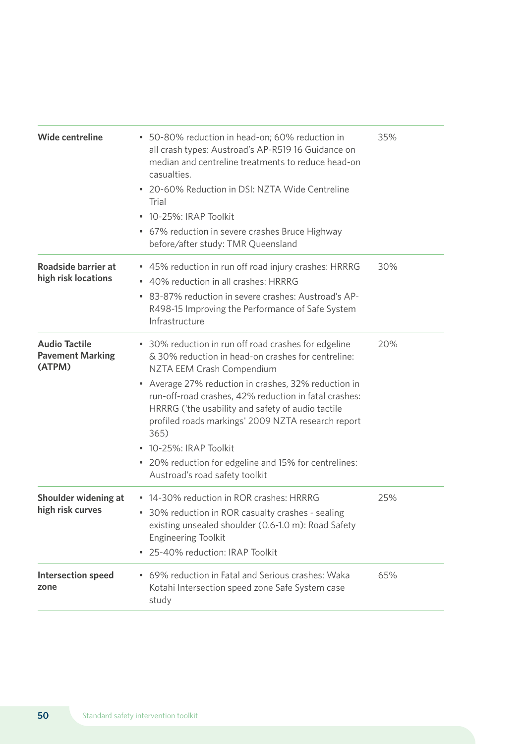| | | |
|---|---|---|
| **Wide centreline** | • 50-80% reduction in head-on; 60% reduction in all crash types: Austroad's AP-R519 16 Guidance on median and centreline treatments to reduce head-on casualties.<br>• 20-60% Reduction in DSI: NZTA Wide Centreline Trial<br>• 10-25%: IRAP Toolkit<br>• 67% reduction in severe crashes Bruce Highway before/after study: TMR Queensland | 35% |
| **Roadside barrier at high risk locations** | • 45% reduction in run off road injury crashes: HRRRG<br>• 40% reduction in all crashes: HRRRG<br>• 83-87% reduction in severe crashes: Austroad's AP-R498-15 Improving the Performance of Safe System Infrastructure | 30% |
| **Audio Tactile Pavement Marking (ATPM)** | • 30% reduction in run off road crashes for edgeline & 30% reduction in head-on crashes for centreline: NZTA EEM Crash Compendium<br>• Average 27% reduction in crashes, 32% reduction in run-off-road crashes, 42% reduction in fatal crashes: HRRRG ('the usability and safety of audio tactile profiled roads markings' 2009 NZTA research report 365)<br>• 10-25%: IRAP Toolkit<br>• 20% reduction for edgeline and 15% for centrelines: Austroad's road safety toolkit | 20% |
| **Shoulder widening at high risk curves** | • 14-30% reduction in ROR crashes: HRRRG<br>• 30% reduction in ROR casualty crashes - sealing existing unsealed shoulder (0.6-1.0 m): Road Safety Engineering Toolkit<br>• 25-40% reduction: IRAP Toolkit | 25% |
| **Intersection speed zone** | • 69% reduction in Fatal and Serious crashes: Waka Kotahi Intersection speed zone Safe System case study | 65% |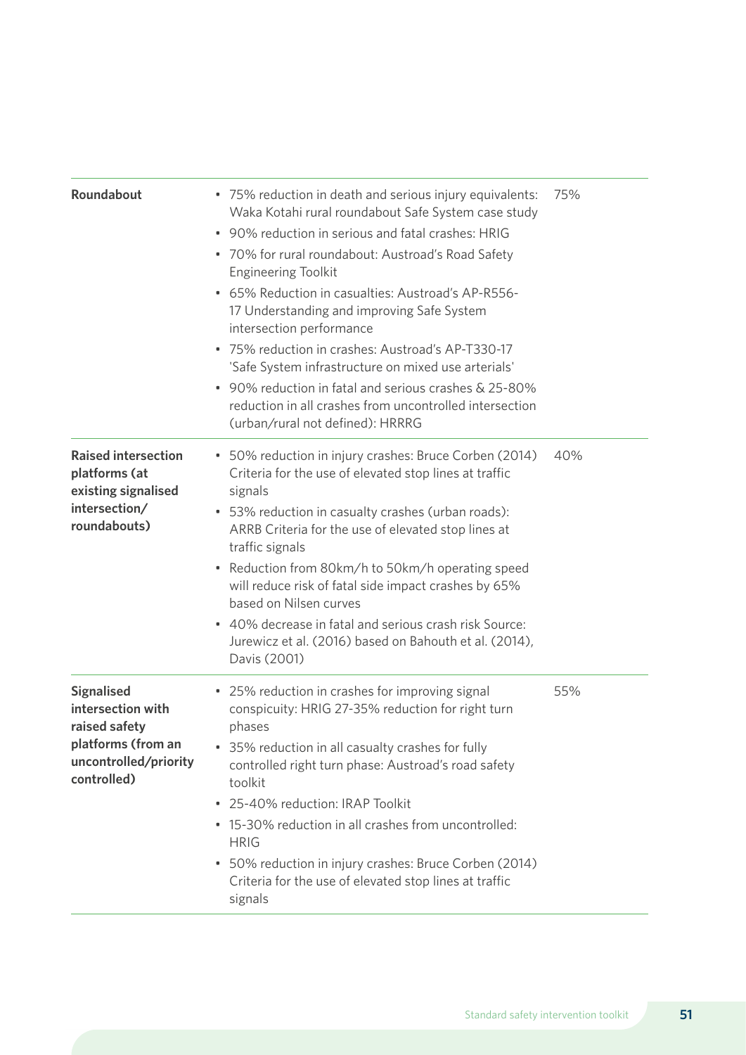| | | |
|---|---|---|
| **Roundabout** | • 75% reduction in death and serious injury equivalents: Waka Kotahi rural roundabout Safe System case study<br>• 90% reduction in serious and fatal crashes: HRIG<br>• 70% for rural roundabout: Austroad's Road Safety Engineering Toolkit<br>• 65% Reduction in casualties: Austroad's AP-R556-17 Understanding and improving Safe System intersection performance<br>• 75% reduction in crashes: Austroad's AP-T330-17 'Safe System infrastructure on mixed use arterials'<br>• 90% reduction in fatal and serious crashes & 25-80% reduction in all crashes from uncontrolled intersection (urban/rural not defined): HRRRG | 75% |
| **Raised intersection platforms (at existing signalised intersection/ roundabouts)** | • 50% reduction in injury crashes: Bruce Corben (2014) Criteria for the use of elevated stop lines at traffic signals<br>• 53% reduction in casualty crashes (urban roads): ARRB Criteria for the use of elevated stop lines at traffic signals<br>• Reduction from 80km/h to 50km/h operating speed will reduce risk of fatal side impact crashes by 65% based on Nilsen curves<br>• 40% decrease in fatal and serious crash risk Source: Jurewicz et al. (2016) based on Bahouth et al. (2014), Davis (2001) | 40% |
| **Signalised intersection with raised safety platforms (from an uncontrolled/priority controlled)** | • 25% reduction in crashes for improving signal conspicuity: HRIG 27-35% reduction for right turn phases<br>• 35% reduction in all casualty crashes for fully controlled right turn phase: Austroad's road safety toolkit<br>• 25-40% reduction: IRAP Toolkit<br>• 15-30% reduction in all crashes from uncontrolled: HRIG<br>• 50% reduction in injury crashes: Bruce Corben (2014) Criteria for the use of elevated stop lines at traffic signals | 55% |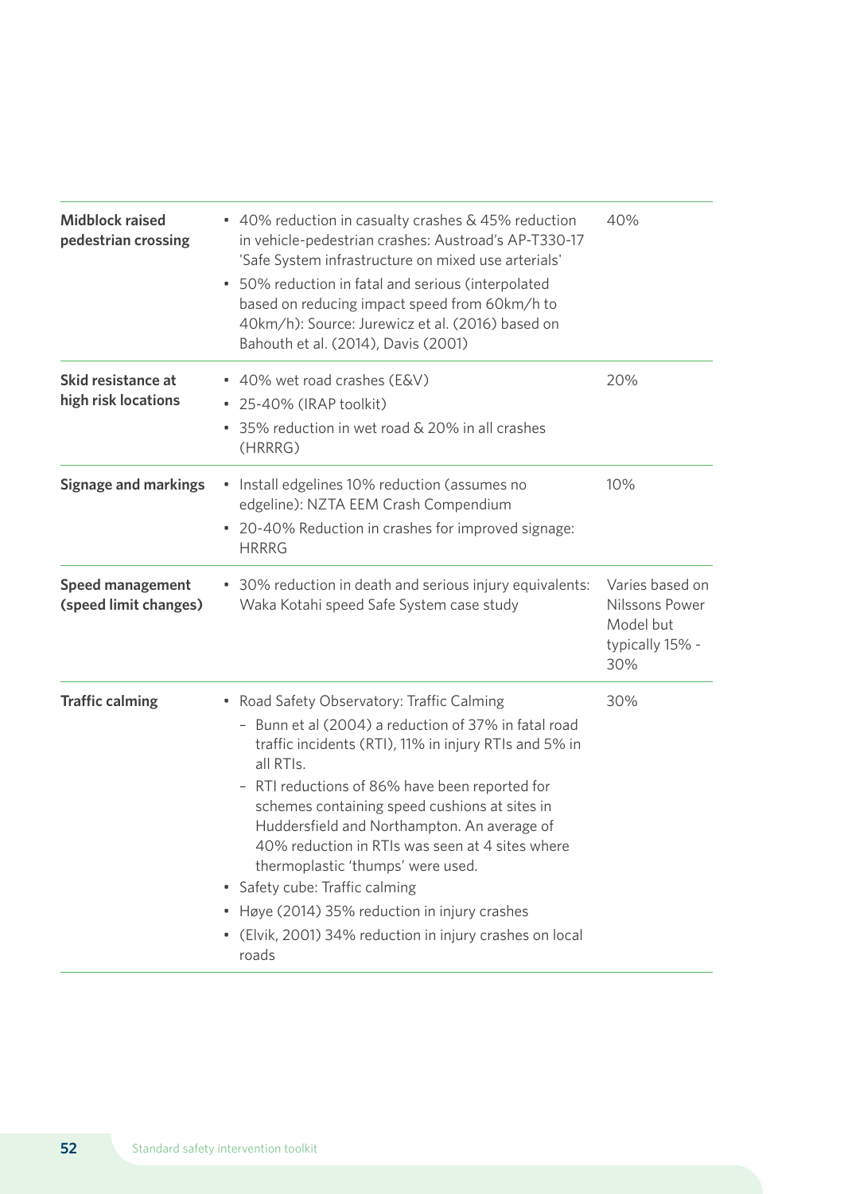| | | |
|---|---|---|
| **Midblock raised pedestrian crossing** | • 40% reduction in casualty crashes & 45% reduction in vehicle-pedestrian crashes: Austroad's AP-T330-17 'Safe System infrastructure on mixed use arterials'<br>• 50% reduction in fatal and serious (interpolated based on reducing impact speed from 60km/h to 40km/h): Source: Jurewicz et al. (2016) based on Bahouth et al. (2014), Davis (2001) | 40% |
| **Skid resistance at high risk locations** | • 40% wet road crashes (E&V)<br>• 25-40% (IRAP toolkit)<br>• 35% reduction in wet road & 20% in all crashes (HRRRG) | 20% |
| **Signage and markings** | • Install edgelines 10% reduction (assumes no edgeline): NZTA EEM Crash Compendium<br>• 20-40% Reduction in crashes for improved signage: HRRRG | 10% |
| **Speed management (speed limit changes)** | • 30% reduction in death and serious injury equivalents: Waka Kotahi speed Safe System case study | Varies based on Nilssons Power Model but typically 15% - 30% |
| **Traffic calming** | • Road Safety Observatory: Traffic Calming<br>  – Bunn et al (2004) a reduction of 37% in fatal road traffic incidents (RTI), 11% in injury RTIs and 5% in all RTIs.<br>  – RTI reductions of 86% have been reported for schemes containing speed cushions at sites in Huddersfield and Northampton. An average of 40% reduction in RTIs was seen at 4 sites where thermoplastic 'thumps' were used.<br>• Safety cube: Traffic calming<br>• Høye (2014) 35% reduction in injury crashes<br>• (Elvik, 2001) 34% reduction in injury crashes on local roads | 30% |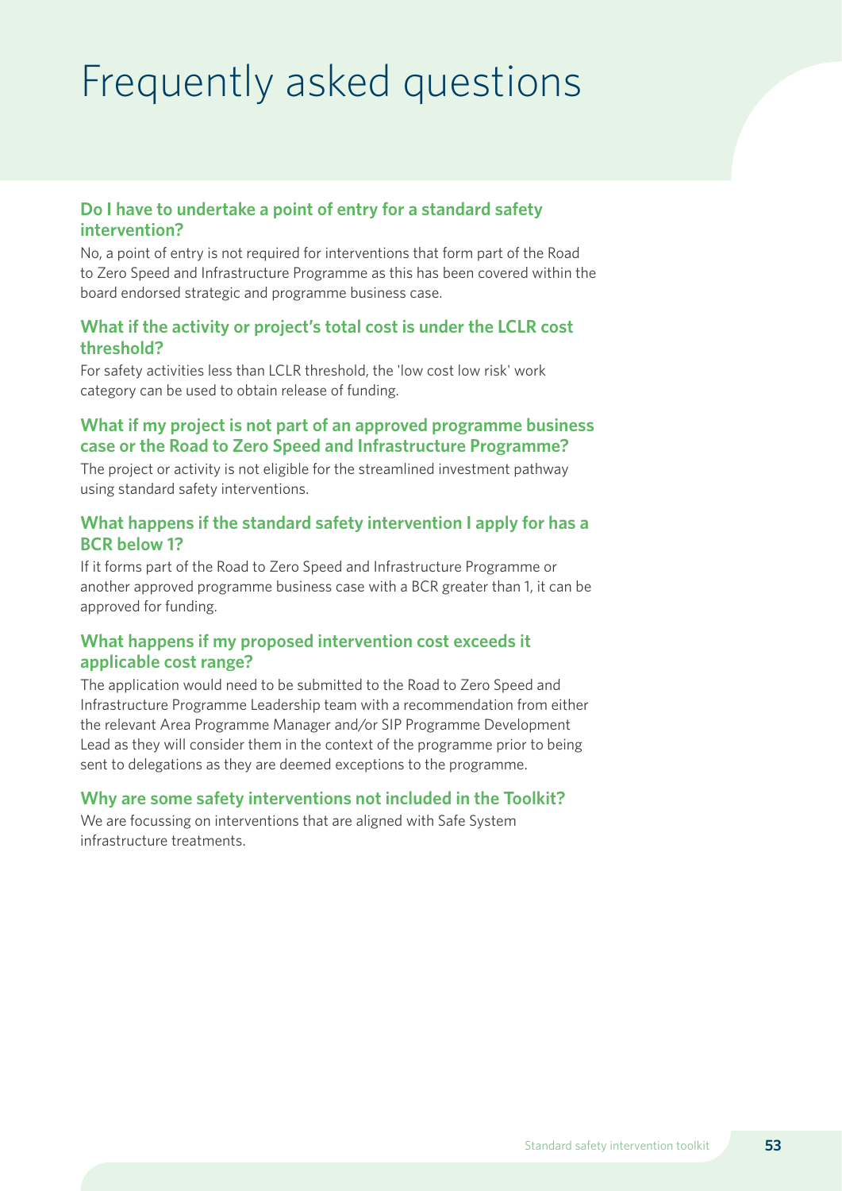# Frequently asked questions

### Do I have to undertake a point of entry for a standard safety intervention?

No, a point of entry is not required for interventions that form part of the Road to Zero Speed and Infrastructure Programme as this has been covered within the board endorsed strategic and programme business case.

### What if the activity or project's total cost is under the LCLR cost threshold?

For safety activities less than LCLR threshold, the 'low cost low risk' work category can be used to obtain release of funding.

### What if my project is not part of an approved programme business case or the Road to Zero Speed and Infrastructure Programme?

The project or activity is not eligible for the streamlined investment pathway using standard safety interventions.

### What happens if the standard safety intervention I apply for has a BCR below 1?

If it forms part of the Road to Zero Speed and Infrastructure Programme or another approved programme business case with a BCR greater than 1, it can be approved for funding.

### What happens if my proposed intervention cost exceeds it applicable cost range?

The application would need to be submitted to the Road to Zero Speed and Infrastructure Programme Leadership team with a recommendation from either the relevant Area Programme Manager and/or SIP Programme Development Lead as they will consider them in the context of the programme prior to being sent to delegations as they are deemed exceptions to the programme.

### Why are some safety interventions not included in the Toolkit?

We are focussing on interventions that are aligned with Safe System infrastructure treatments.